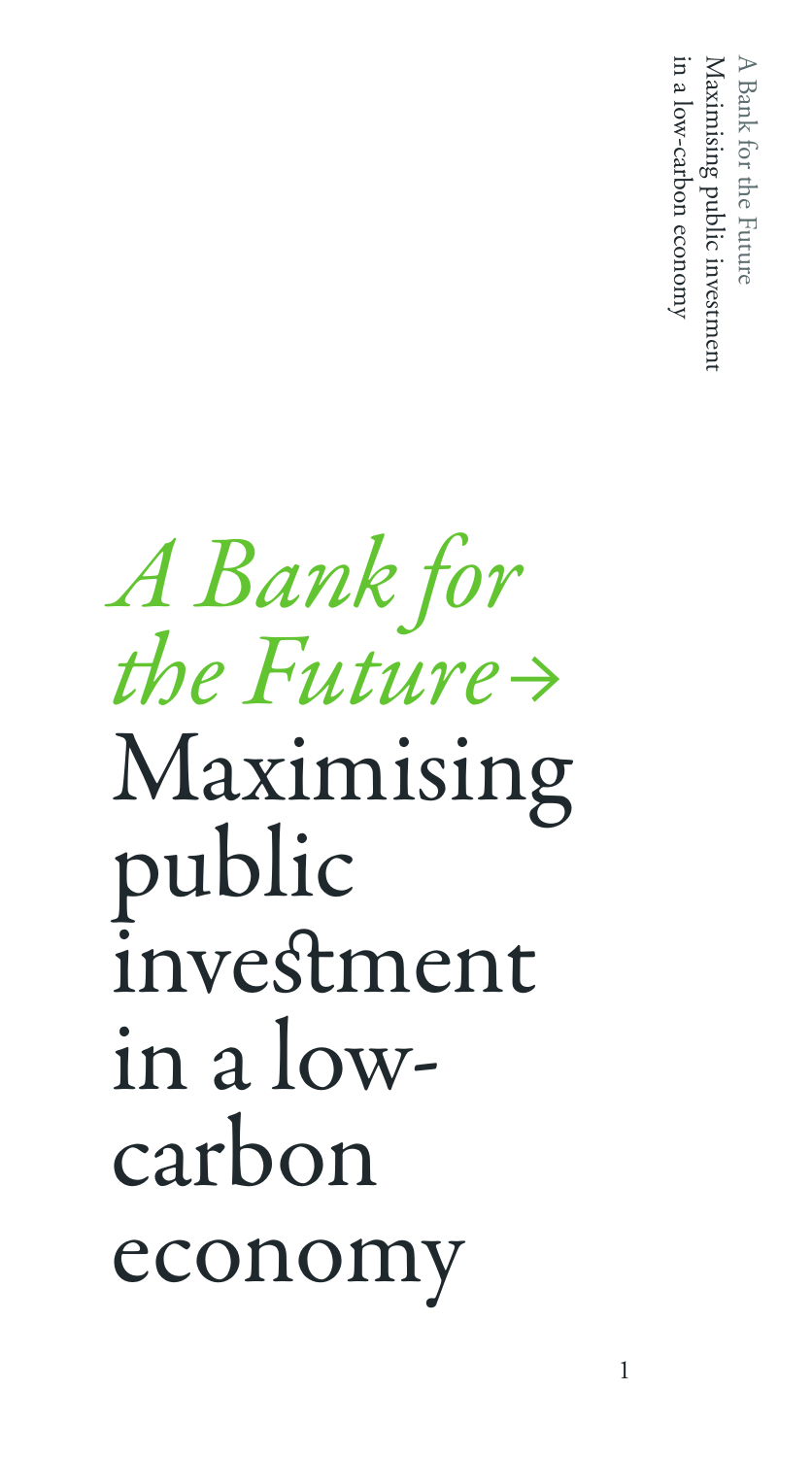# *A Bank for the Future→* Maximising public investment in a low-carbon economy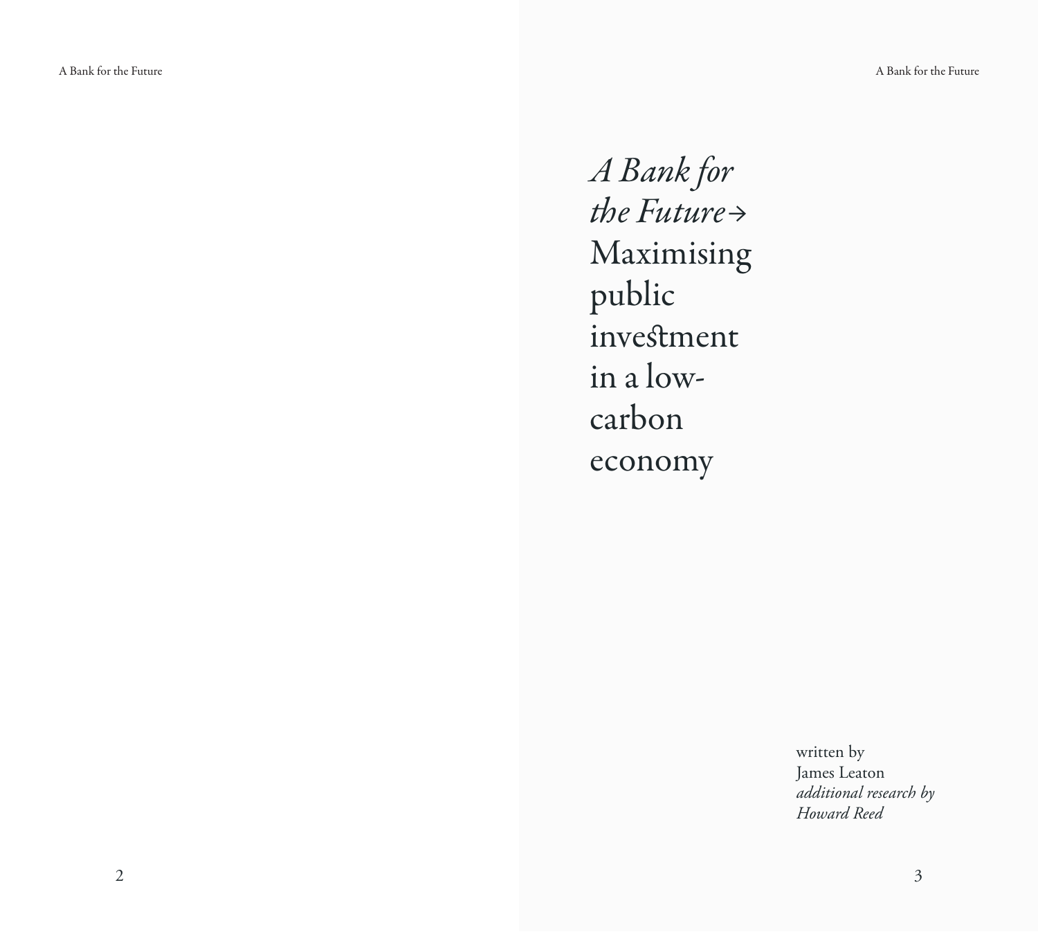# *A Bank for the Future*→ Maximising public investment in a low-carbon economy

written by
James Leaton
*additional research by*
*Howard Reed*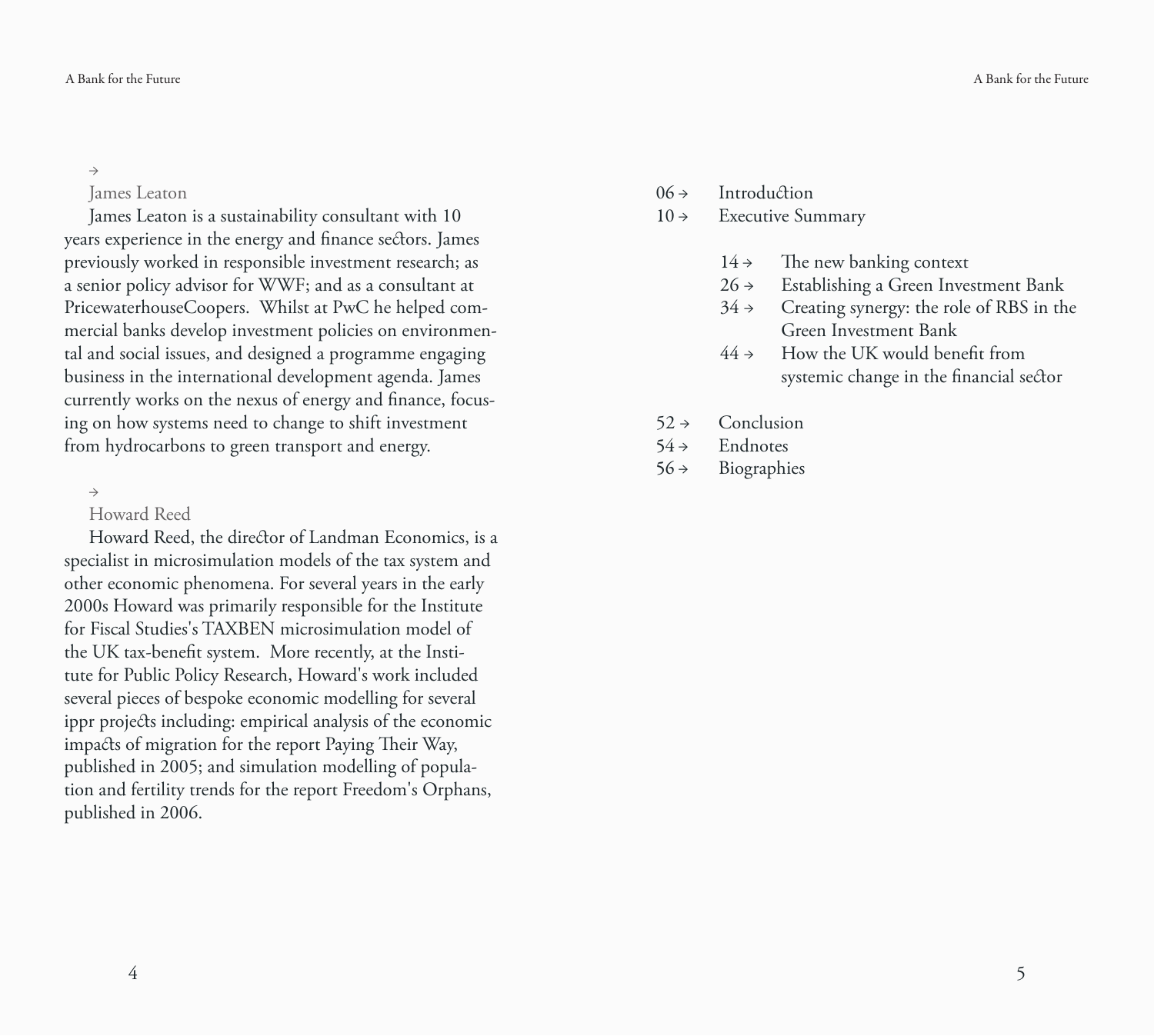### James Leaton

James Leaton is a sustainability consultant with 10 years experience in the energy and finance sectors. James previously worked in responsible investment research; as a senior policy advisor for WWF; and as a consultant at PricewaterhouseCoopers. Whilst at PwC he helped commercial banks develop investment policies on environmental and social issues, and designed a programme engaging business in the international development agenda. James currently works on the nexus of energy and finance, focusing on how systems need to change to shift investment from hydrocarbons to green transport and energy.

### Howard Reed

Howard Reed, the director of Landman Economics, is a specialist in microsimulation models of the tax system and other economic phenomena. For several years in the early 2000s Howard was primarily responsible for the Institute for Fiscal Studies's TAXBEN microsimulation model of the UK tax-benefit system. More recently, at the Institute for Public Policy Research, Howard's work included several pieces of bespoke economic modelling for several ippr projects including: empirical analysis of the economic impacts of migration for the report Paying Their Way, published in 2005; and simulation modelling of population and fertility trends for the report Freedom's Orphans, published in 2006.

06 → Introduction
10 → Executive Summary

- 14 → The new banking context
- 26 → Establishing a Green Investment Bank
- 34 → Creating synergy: the role of RBS in the Green Investment Bank
- 44 → How the UK would benefit from systemic change in the financial sector

52 → Conclusion
54 → Endnotes
56 → Biographies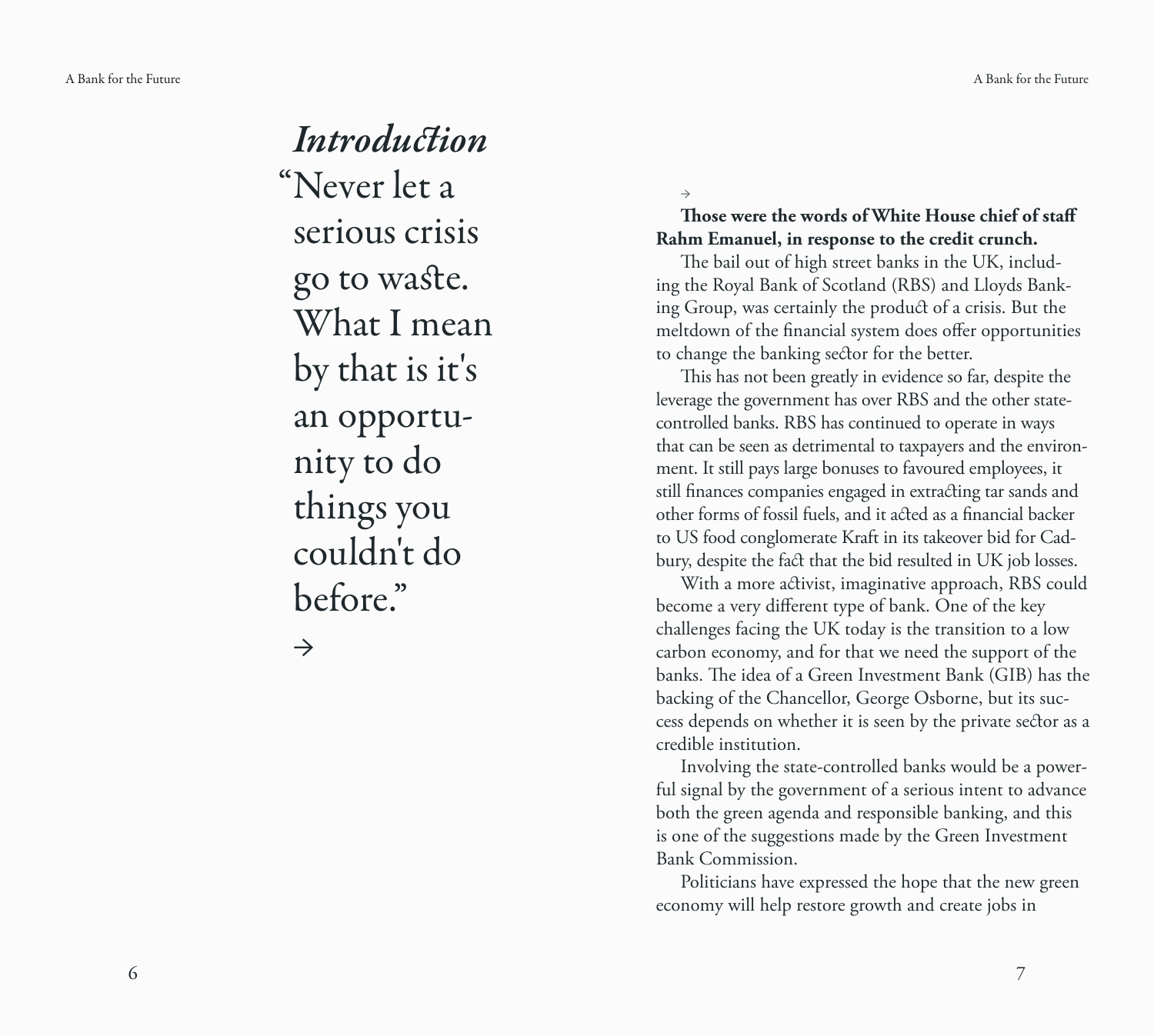# *Introduction*

"Never let a serious crisis go to waste. What I mean by that is it's an opportunity to do things you couldn't do before."

→

**Those were the words of White House chief of staff Rahm Emanuel, in response to the credit crunch.**

The bail out of high street banks in the UK, including the Royal Bank of Scotland (RBS) and Lloyds Banking Group, was certainly the product of a crisis. But the meltdown of the financial system does offer opportunities to change the banking sector for the better.

This has not been greatly in evidence so far, despite the leverage the government has over RBS and the other state-controlled banks. RBS has continued to operate in ways that can be seen as detrimental to taxpayers and the environment. It still pays large bonuses to favoured employees, it still finances companies engaged in extracting tar sands and other forms of fossil fuels, and it acted as a financial backer to US food conglomerate Kraft in its takeover bid for Cadbury, despite the fact that the bid resulted in UK job losses.

With a more activist, imaginative approach, RBS could become a very different type of bank. One of the key challenges facing the UK today is the transition to a low carbon economy, and for that we need the support of the banks. The idea of a Green Investment Bank (GIB) has the backing of the Chancellor, George Osborne, but its success depends on whether it is seen by the private sector as a credible institution.

Involving the state-controlled banks would be a powerful signal by the government of a serious intent to advance both the green agenda and responsible banking, and this is one of the suggestions made by the Green Investment Bank Commission.

Politicians have expressed the hope that the new green economy will help restore growth and create jobs in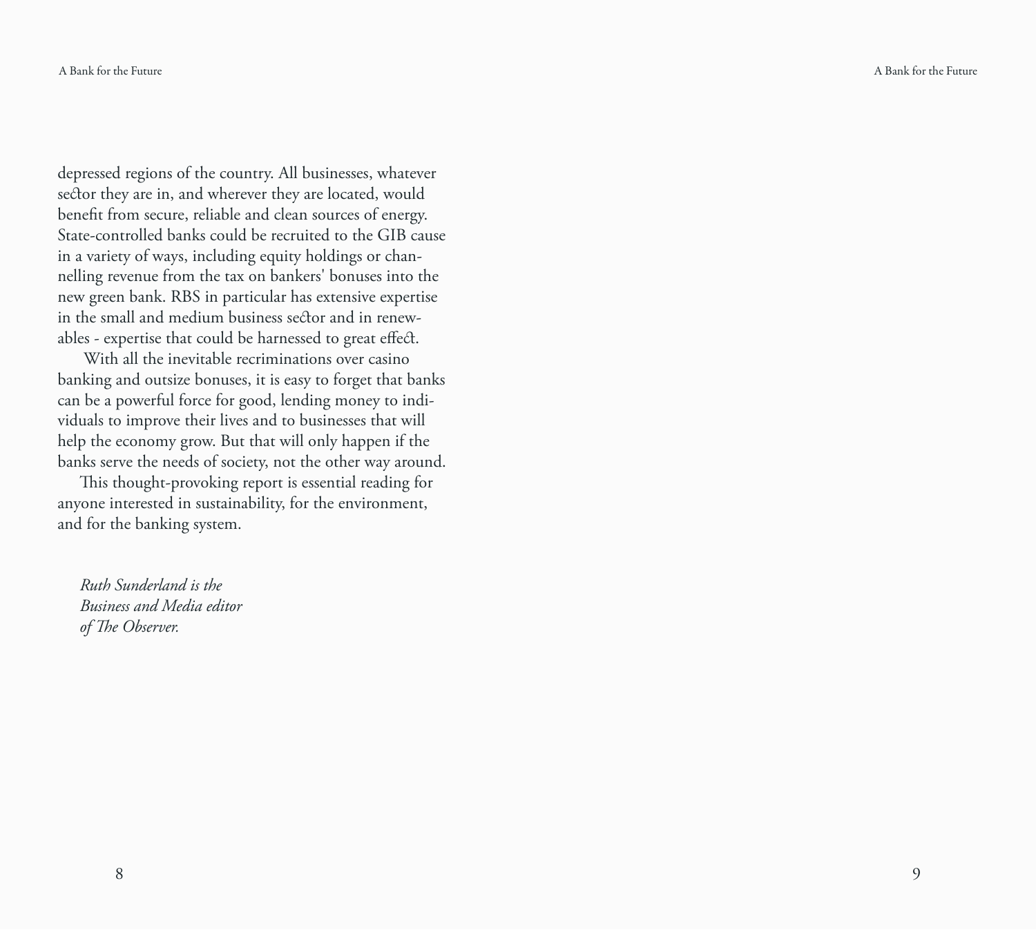depressed regions of the country. All businesses, whatever sector they are in, and wherever they are located, would benefit from secure, reliable and clean sources of energy. State-controlled banks could be recruited to the GIB cause in a variety of ways, including equity holdings or channelling revenue from the tax on bankers' bonuses into the new green bank. RBS in particular has extensive expertise in the small and medium business sector and in renewables - expertise that could be harnessed to great effect.

With all the inevitable recriminations over casino banking and outsize bonuses, it is easy to forget that banks can be a powerful force for good, lending money to individuals to improve their lives and to businesses that will help the economy grow. But that will only happen if the banks serve the needs of society, not the other way around.

This thought-provoking report is essential reading for anyone interested in sustainability, for the environment, and for the banking system.

*Ruth Sunderland is the Business and Media editor of The Observer.*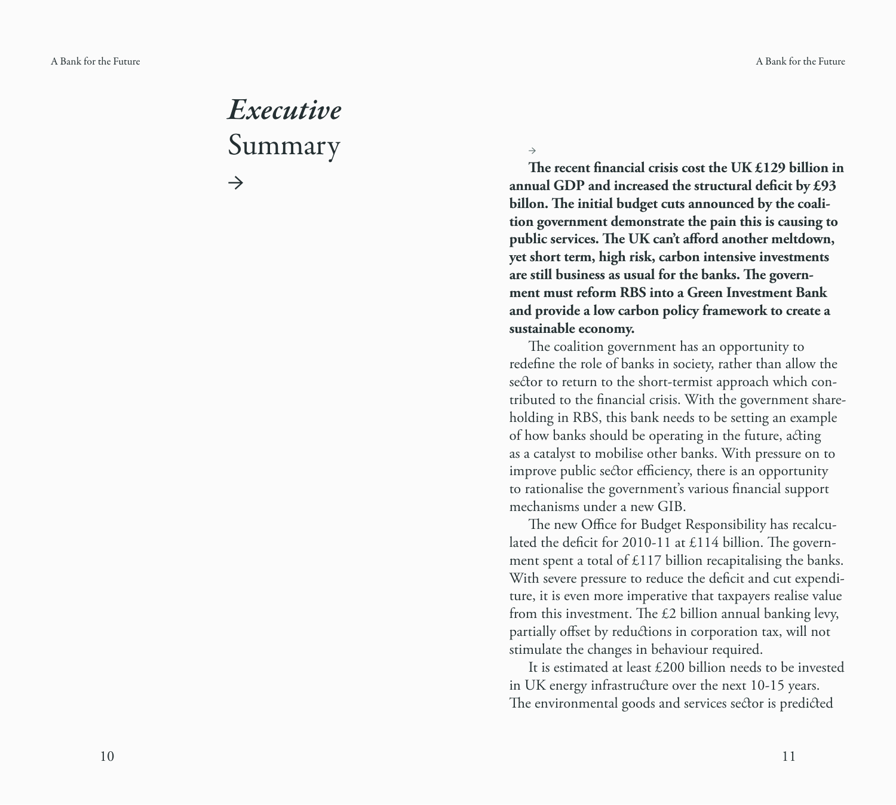# *Executive* Summary

**The recent financial crisis cost the UK £129 billion in annual GDP and increased the structural deficit by £93 billon. The initial budget cuts announced by the coalition government demonstrate the pain this is causing to public services. The UK can't afford another meltdown, yet short term, high risk, carbon intensive investments are still business as usual for the banks. The government must reform RBS into a Green Investment Bank and provide a low carbon policy framework to create a sustainable economy.**

The coalition government has an opportunity to redefine the role of banks in society, rather than allow the sector to return to the short-termist approach which contributed to the financial crisis. With the government shareholding in RBS, this bank needs to be setting an example of how banks should be operating in the future, acting as a catalyst to mobilise other banks. With pressure on to improve public sector efficiency, there is an opportunity to rationalise the government's various financial support mechanisms under a new GIB.

The new Office for Budget Responsibility has recalculated the deficit for 2010-11 at £114 billion. The government spent a total of £117 billion recapitalising the banks. With severe pressure to reduce the deficit and cut expenditure, it is even more imperative that taxpayers realise value from this investment. The £2 billion annual banking levy, partially offset by reductions in corporation tax, will not stimulate the changes in behaviour required.

It is estimated at least £200 billion needs to be invested in UK energy infrastructure over the next 10-15 years. The environmental goods and services sector is predicted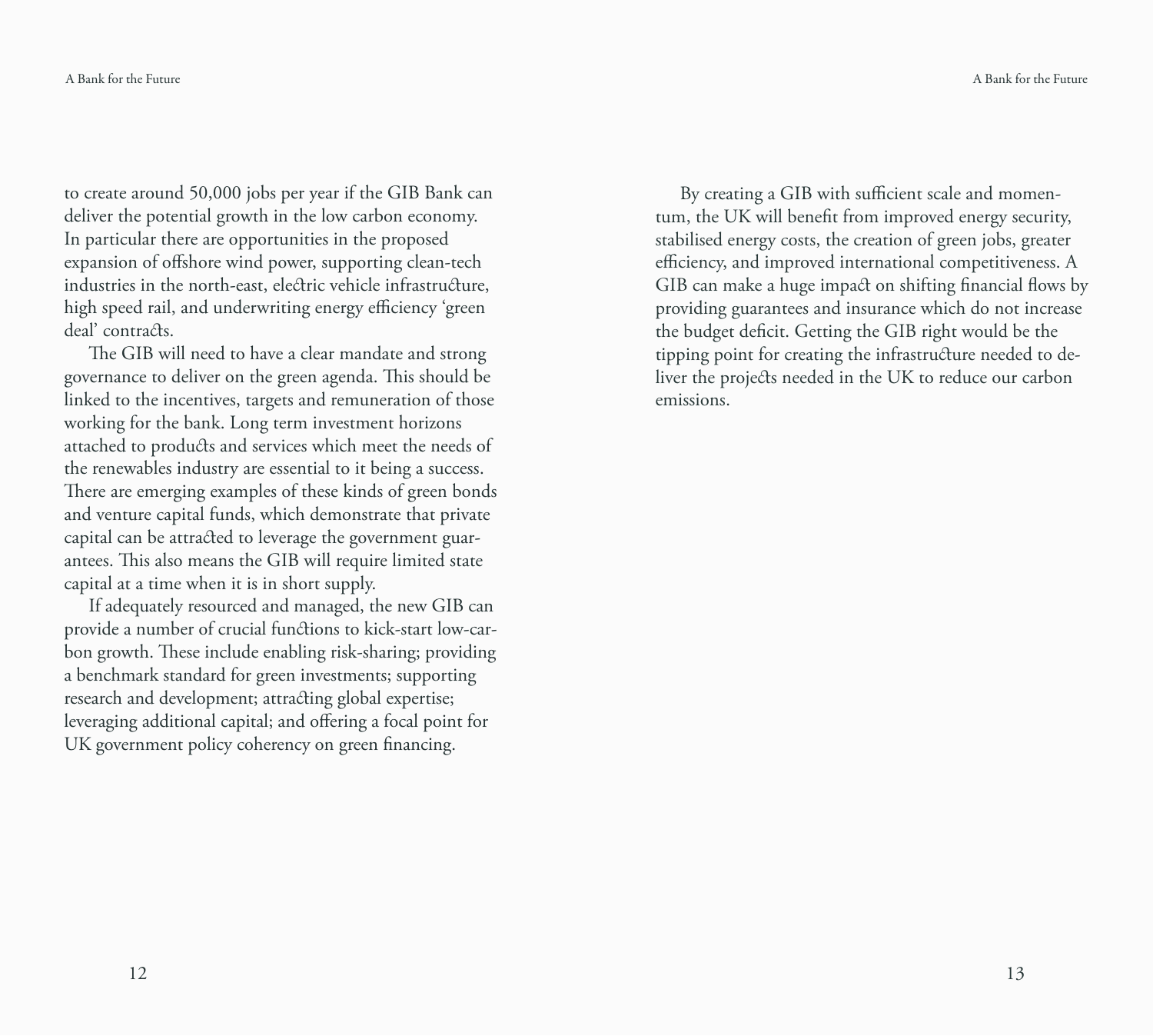to create around 50,000 jobs per year if the GIB Bank can deliver the potential growth in the low carbon economy. In particular there are opportunities in the proposed expansion of offshore wind power, supporting clean-tech industries in the north-east, electric vehicle infrastructure, high speed rail, and underwriting energy efficiency 'green deal' contracts.

The GIB will need to have a clear mandate and strong governance to deliver on the green agenda. This should be linked to the incentives, targets and remuneration of those working for the bank. Long term investment horizons attached to products and services which meet the needs of the renewables industry are essential to it being a success. There are emerging examples of these kinds of green bonds and venture capital funds, which demonstrate that private capital can be attracted to leverage the government guarantees. This also means the GIB will require limited state capital at a time when it is in short supply.

If adequately resourced and managed, the new GIB can provide a number of crucial functions to kick-start low-carbon growth. These include enabling risk-sharing; providing a benchmark standard for green investments; supporting research and development; attracting global expertise; leveraging additional capital; and offering a focal point for UK government policy coherency on green financing.

By creating a GIB with sufficient scale and momentum, the UK will benefit from improved energy security, stabilised energy costs, the creation of green jobs, greater efficiency, and improved international competitiveness. A GIB can make a huge impact on shifting financial flows by providing guarantees and insurance which do not increase the budget deficit. Getting the GIB right would be the tipping point for creating the infrastructure needed to deliver the projects needed in the UK to reduce our carbon emissions.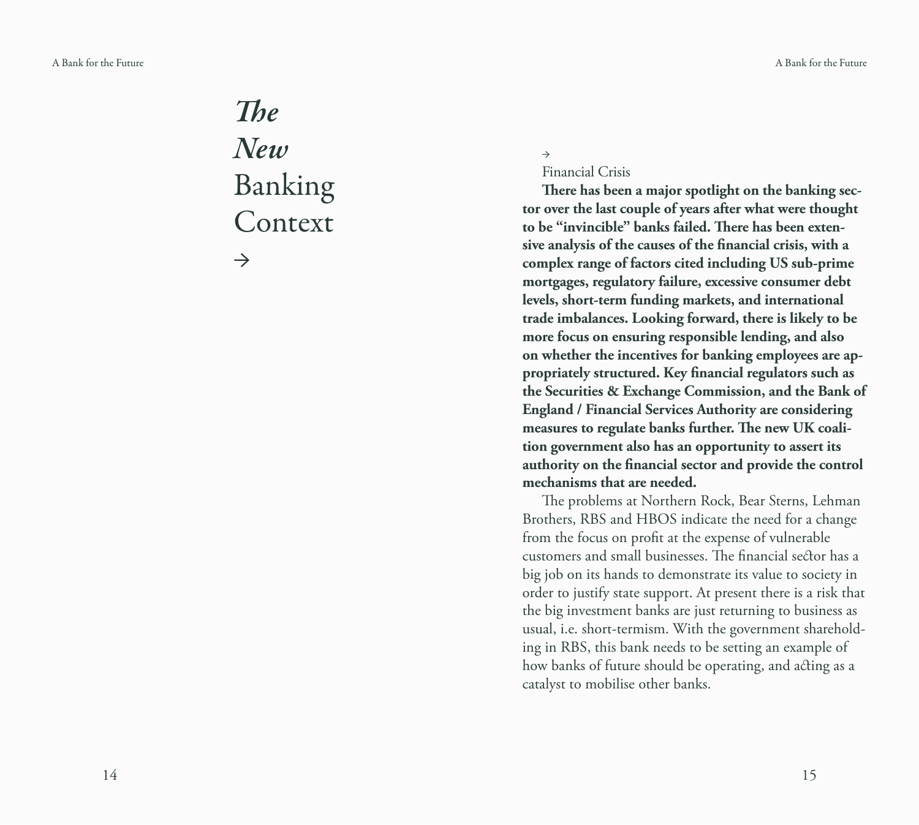# *The New* Banking Context

→

### Financial Crisis

**There has been a major spotlight on the banking sector over the last couple of years after what were thought to be "invincible" banks failed. There has been extensive analysis of the causes of the financial crisis, with a complex range of factors cited including US sub-prime mortgages, regulatory failure, excessive consumer debt levels, short-term funding markets, and international trade imbalances. Looking forward, there is likely to be more focus on ensuring responsible lending, and also on whether the incentives for banking employees are appropriately structured. Key financial regulators such as the Securities & Exchange Commission, and the Bank of England / Financial Services Authority are considering measures to regulate banks further. The new UK coalition government also has an opportunity to assert its authority on the financial sector and provide the control mechanisms that are needed.**

The problems at Northern Rock, Bear Sterns, Lehman Brothers, RBS and HBOS indicate the need for a change from the focus on profit at the expense of vulnerable customers and small businesses. The financial sector has a big job on its hands to demonstrate its value to society in order to justify state support. At present there is a risk that the big investment banks are just returning to business as usual, i.e. short-termism. With the government shareholding in RBS, this bank needs to be setting an example of how banks of future should be operating, and acting as a catalyst to mobilise other banks.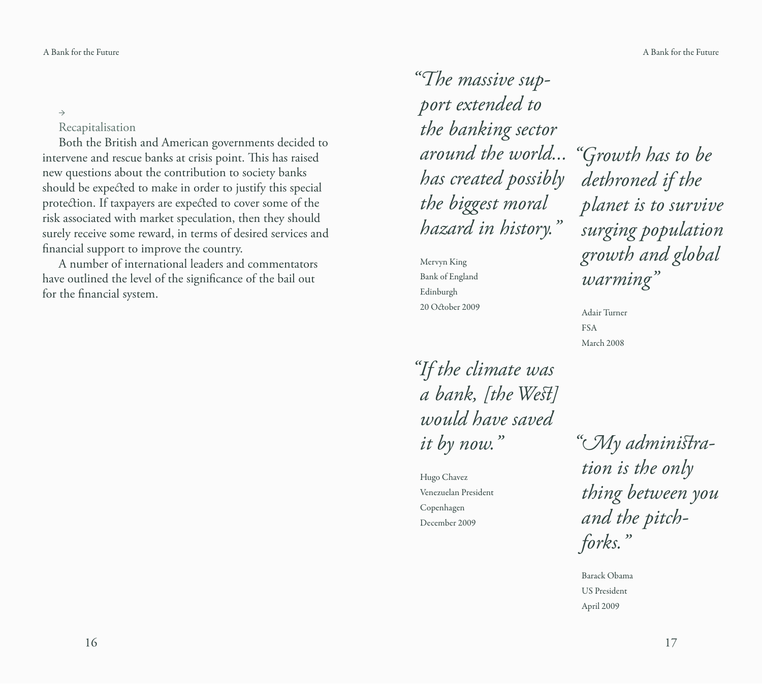→

### Recapitalisation

Both the British and American governments decided to intervene and rescue banks at crisis point. This has raised new questions about the contribution to society banks should be expected to make in order to justify this special protection. If taxpayers are expected to cover some of the risk associated with market speculation, then they should surely receive some reward, in terms of desired services and financial support to improve the country.

A number of international leaders and commentators have outlined the level of the significance of the bail out for the financial system.

*"The massive support extended to the banking sector around the world... has created possibly the biggest moral hazard in history."*

Mervyn King
Bank of England
Edinburgh
20 October 2009

*"Growth has to be dethroned if the planet is to survive surging population growth and global warming"*

Adair Turner
FSA
March 2008

*"If the climate was a bank, [the West] would have saved it by now."*

Hugo Chavez
Venezuelan President
Copenhagen
December 2009

*"My administration is the only thing between you and the pitchforks."*

Barack Obama
US President
April 2009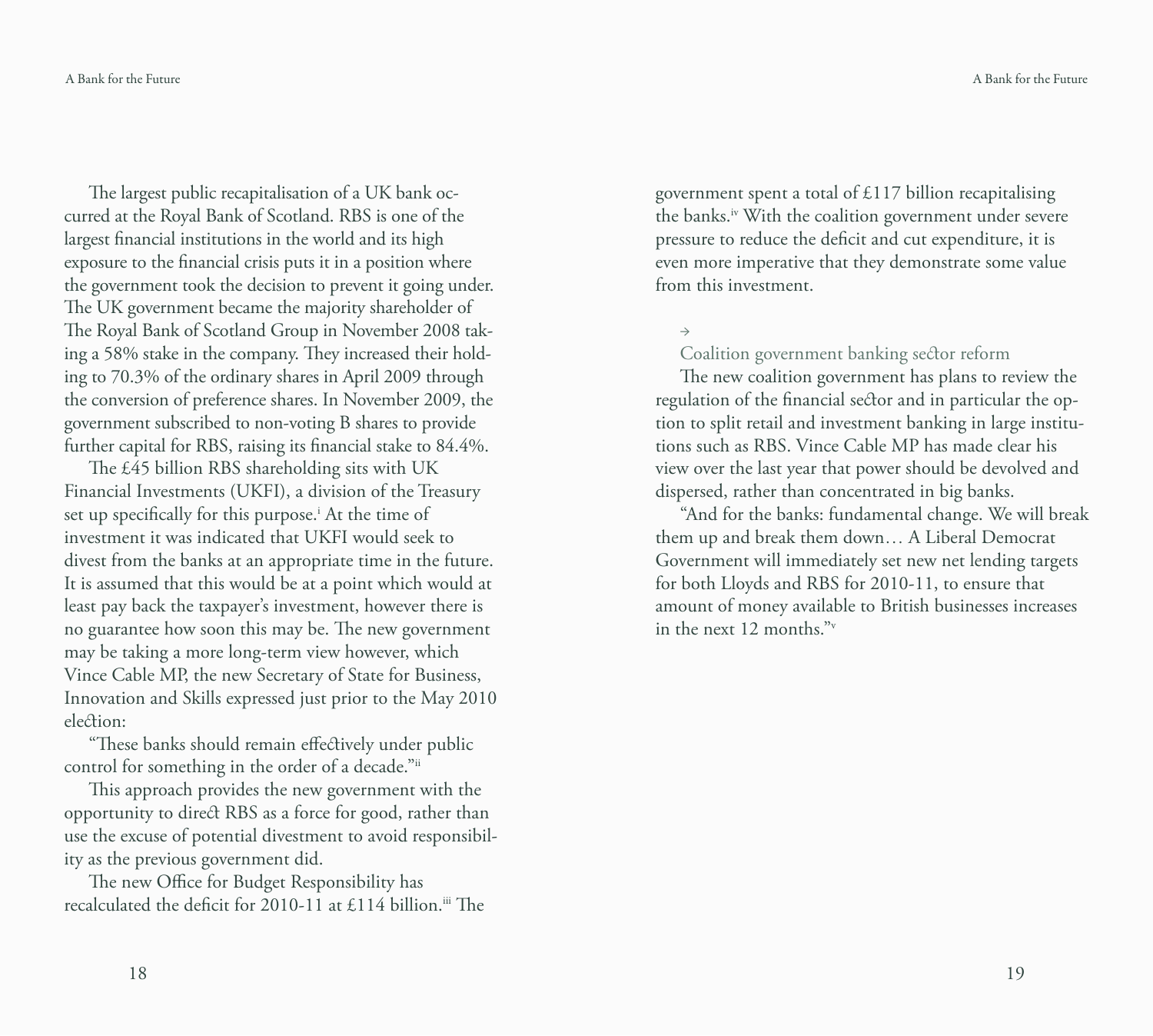The largest public recapitalisation of a UK bank occurred at the Royal Bank of Scotland. RBS is one of the largest financial institutions in the world and its high exposure to the financial crisis puts it in a position where the government took the decision to prevent it going under. The UK government became the majority shareholder of The Royal Bank of Scotland Group in November 2008 taking a 58% stake in the company. They increased their holding to 70.3% of the ordinary shares in April 2009 through the conversion of preference shares. In November 2009, the government subscribed to non-voting B shares to provide further capital for RBS, raising its financial stake to 84.4%.

The £45 billion RBS shareholding sits with UK Financial Investments (UKFI), a division of the Treasury set up specifically for this purpose.[i] At the time of investment it was indicated that UKFI would seek to divest from the banks at an appropriate time in the future. It is assumed that this would be at a point which would at least pay back the taxpayer's investment, however there is no guarantee how soon this may be. The new government may be taking a more long-term view however, which Vince Cable MP, the new Secretary of State for Business, Innovation and Skills expressed just prior to the May 2010 election:

"These banks should remain effectively under public control for something in the order of a decade."[ii]

This approach provides the new government with the opportunity to direct RBS as a force for good, rather than use the excuse of potential divestment to avoid responsibility as the previous government did.

The new Office for Budget Responsibility has recalculated the deficit for 2010-11 at £114 billion.[iii] The government spent a total of £117 billion recapitalising the banks.[iv] With the coalition government under severe pressure to reduce the deficit and cut expenditure, it is even more imperative that they demonstrate some value from this investment.

→

## Coalition government banking sector reform

The new coalition government has plans to review the regulation of the financial sector and in particular the option to split retail and investment banking in large institutions such as RBS. Vince Cable MP has made clear his view over the last year that power should be devolved and dispersed, rather than concentrated in big banks.

"And for the banks: fundamental change. We will break them up and break them down… A Liberal Democrat Government will immediately set new net lending targets for both Lloyds and RBS for 2010-11, to ensure that amount of money available to British businesses increases in the next 12 months."[v]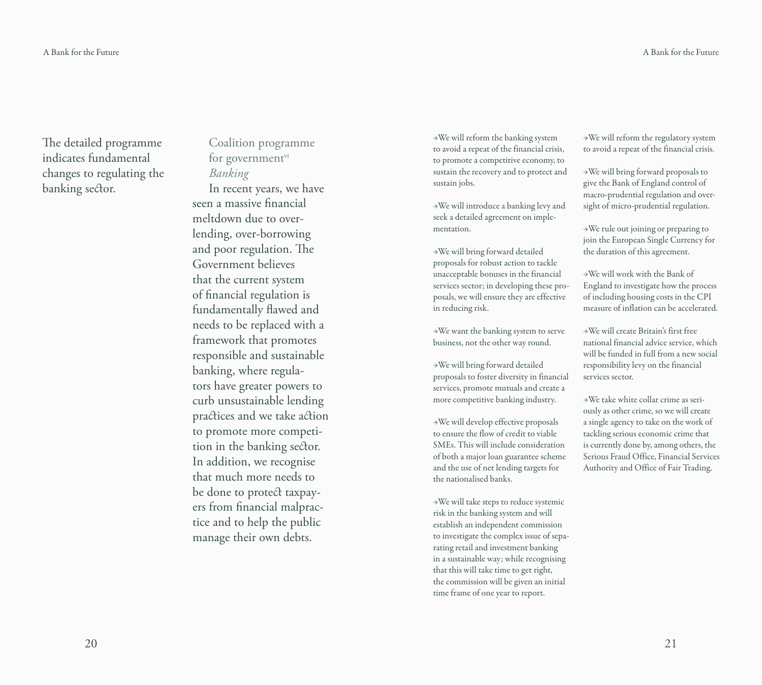The detailed programme indicates fundamental changes to regulating the banking sector.

## Coalition programme for government[vi]

*Banking*

In recent years, we have seen a massive financial meltdown due to over-lending, over-borrowing and poor regulation. The Government believes that the current system of financial regulation is fundamentally flawed and needs to be replaced with a framework that promotes responsible and sustainable banking, where regulators have greater powers to curb unsustainable lending practices and we take action to promote more competition in the banking sector. In addition, we recognise that much more needs to be done to protect taxpayers from financial malpractice and to help the public manage their own debts.

→We will reform the banking system to avoid a repeat of the financial crisis, to promote a competitive economy, to sustain the recovery and to protect and sustain jobs.

→We will introduce a banking levy and seek a detailed agreement on implementation.

→We will bring forward detailed proposals for robust action to tackle unacceptable bonuses in the financial services sector; in developing these proposals, we will ensure they are effective in reducing risk.

→We want the banking system to serve business, not the other way round.

→We will bring forward detailed proposals to foster diversity in financial services, promote mutuals and create a more competitive banking industry.

→We will develop effective proposals to ensure the flow of credit to viable SMEs. This will include consideration of both a major loan guarantee scheme and the use of net lending targets for the nationalised banks.

→We will take steps to reduce systemic risk in the banking system and will establish an independent commission to investigate the complex issue of separating retail and investment banking in a sustainable way; while recognising that this will take time to get right, the commission will be given an initial time frame of one year to report.

→We will reform the regulatory system to avoid a repeat of the financial crisis.

→We will bring forward proposals to give the Bank of England control of macro-prudential regulation and oversight of micro-prudential regulation.

→We rule out joining or preparing to join the European Single Currency for the duration of this agreement.

→We will work with the Bank of England to investigate how the process of including housing costs in the CPI measure of inflation can be accelerated.

→We will create Britain's first free national financial advice service, which will be funded in full from a new social responsibility levy on the financial services sector.

→We take white collar crime as seriously as other crime, so we will create a single agency to take on the work of tackling serious economic crime that is currently done by, among others, the Serious Fraud Office, Financial Services Authority and Office of Fair Trading.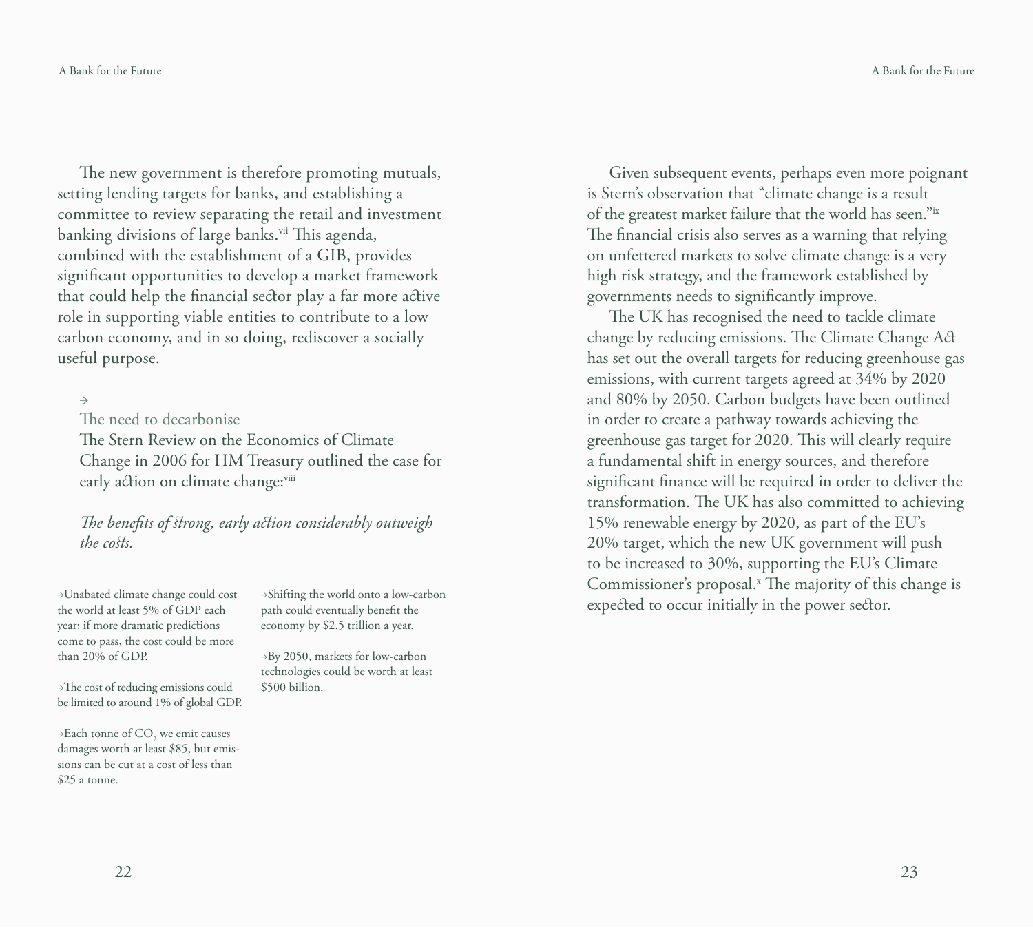The new government is therefore promoting mutuals, setting lending targets for banks, and establishing a committee to review separating the retail and investment banking divisions of large banks.[vii] This agenda, combined with the establishment of a GIB, provides significant opportunities to develop a market framework that could help the financial sector play a far more active role in supporting viable entities to contribute to a low carbon economy, and in so doing, rediscover a socially useful purpose.

→

## The need to decarbonise

The Stern Review on the Economics of Climate Change in 2006 for HM Treasury outlined the case for early action on climate change:[viii]

*The benefits of strong, early action considerably outweigh the costs.*

→Unabated climate change could cost the world at least 5% of GDP each year; if more dramatic predictions come to pass, the cost could be more than 20% of GDP.

→The cost of reducing emissions could be limited to around 1% of global GDP.

→Each tonne of $CO_2$ we emit causes damages worth at least $85, but emissions can be cut at a cost of less than $25 a tonne.

→Shifting the world onto a low-carbon path could eventually benefit the economy by $2.5 trillion a year.

→By 2050, markets for low-carbon technologies could be worth at least $500 billion.

Given subsequent events, perhaps even more poignant is Stern's observation that "climate change is a result of the greatest market failure that the world has seen."[ix] The financial crisis also serves as a warning that relying on unfettered markets to solve climate change is a very high risk strategy, and the framework established by governments needs to significantly improve.

The UK has recognised the need to tackle climate change by reducing emissions. The Climate Change Act has set out the overall targets for reducing greenhouse gas emissions, with current targets agreed at 34% by 2020 and 80% by 2050. Carbon budgets have been outlined in order to create a pathway towards achieving the greenhouse gas target for 2020. This will clearly require a fundamental shift in energy sources, and therefore significant finance will be required in order to deliver the transformation. The UK has also committed to achieving 15% renewable energy by 2020, as part of the EU's 20% target, which the new UK government will push to be increased to 30%, supporting the EU's Climate Commissioner's proposal.[x] The majority of this change is expected to occur initially in the power sector.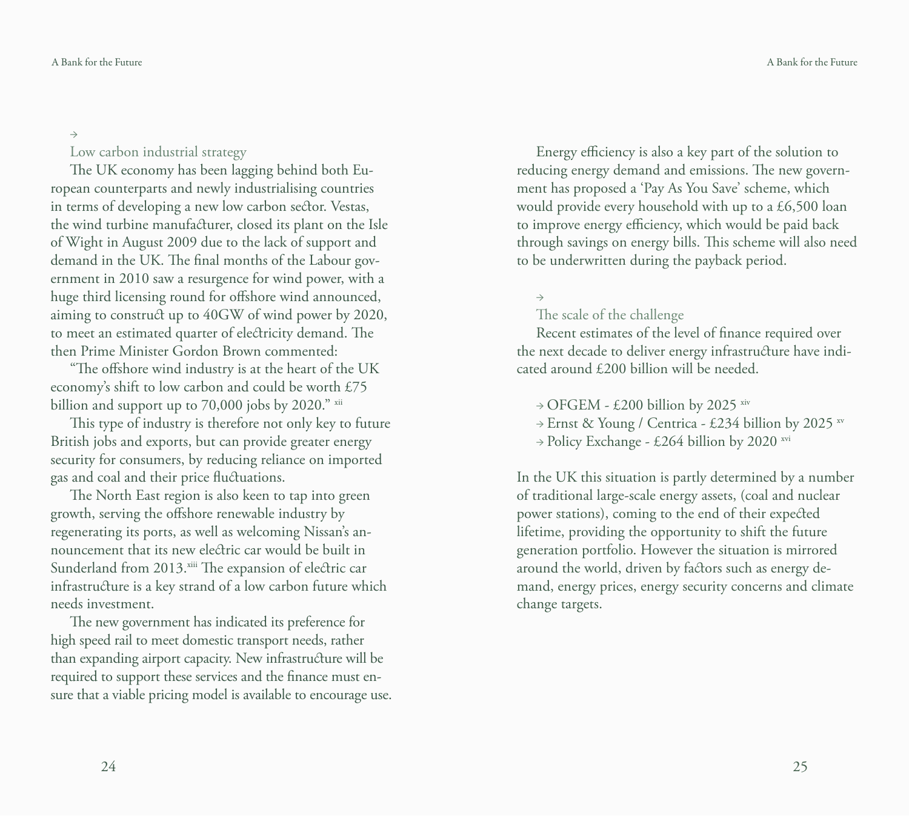## Low carbon industrial strategy

The UK economy has been lagging behind both European counterparts and newly industrialising countries in terms of developing a new low carbon sector. Vestas, the wind turbine manufacturer, closed its plant on the Isle of Wight in August 2009 due to the lack of support and demand in the UK. The final months of the Labour government in 2010 saw a resurgence for wind power, with a huge third licensing round for offshore wind announced, aiming to construct up to 40GW of wind power by 2020, to meet an estimated quarter of electricity demand. The then Prime Minister Gordon Brown commented:

"The offshore wind industry is at the heart of the UK economy's shift to low carbon and could be worth £75 billion and support up to 70,000 jobs by 2020." [xii]

This type of industry is therefore not only key to future British jobs and exports, but can provide greater energy security for consumers, by reducing reliance on imported gas and coal and their price fluctuations.

The North East region is also keen to tap into green growth, serving the offshore renewable industry by regenerating its ports, as well as welcoming Nissan's announcement that its new electric car would be built in Sunderland from 2013.[xiii] The expansion of electric car infrastructure is a key strand of a low carbon future which needs investment.

The new government has indicated its preference for high speed rail to meet domestic transport needs, rather than expanding airport capacity. New infrastructure will be required to support these services and the finance must ensure that a viable pricing model is available to encourage use.

Energy efficiency is also a key part of the solution to reducing energy demand and emissions. The new government has proposed a 'Pay As You Save' scheme, which would provide every household with up to a £6,500 loan to improve energy efficiency, which would be paid back through savings on energy bills. This scheme will also need to be underwritten during the payback period.

## The scale of the challenge

Recent estimates of the level of finance required over the next decade to deliver energy infrastructure have indicated around £200 billion will be needed.

- OFGEM - £200 billion by 2025 [xiv]
- Ernst & Young / Centrica - £234 billion by 2025 [xv]
- Policy Exchange - £264 billion by 2020 [xvi]

In the UK this situation is partly determined by a number of traditional large-scale energy assets, (coal and nuclear power stations), coming to the end of their expected lifetime, providing the opportunity to shift the future generation portfolio. However the situation is mirrored around the world, driven by factors such as energy demand, energy prices, energy security concerns and climate change targets.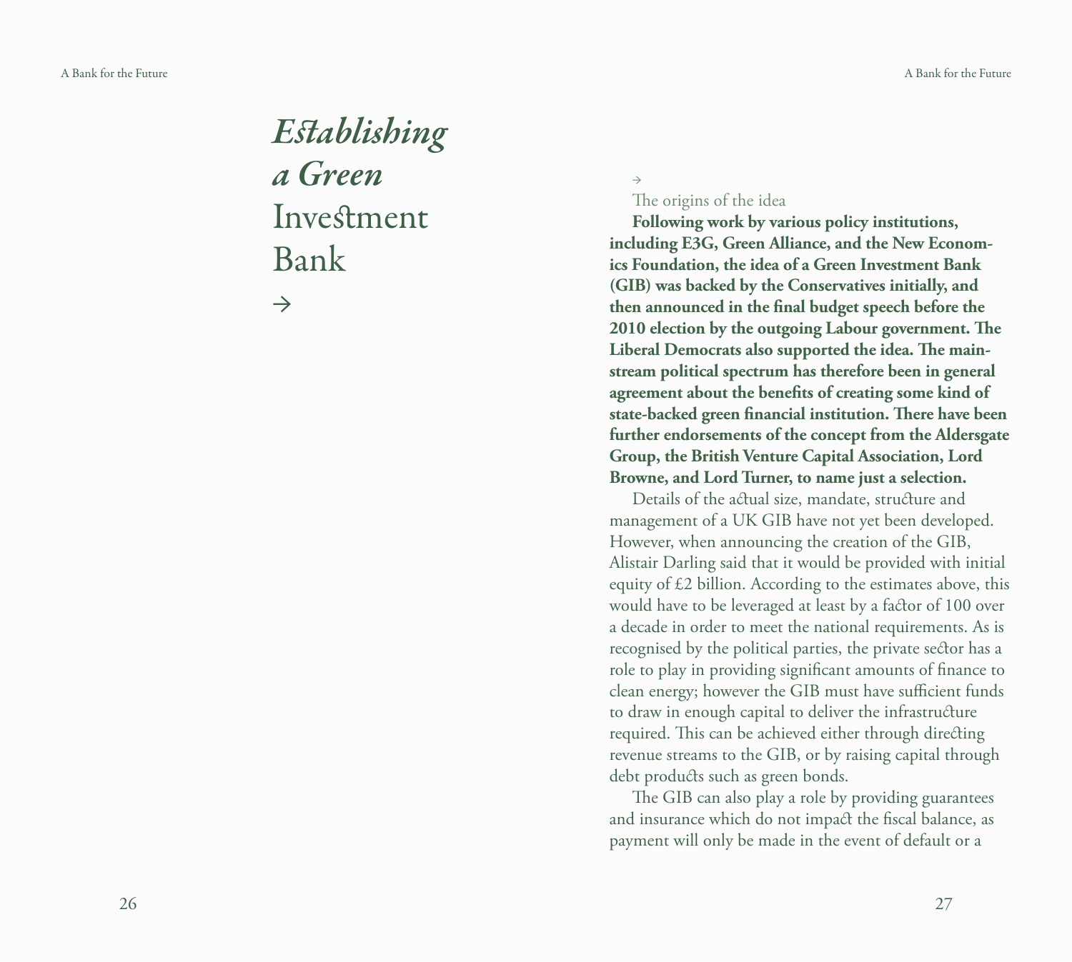# *Establishing a Green* Investment Bank

→

## The origins of the idea

**Following work by various policy institutions, including E3G, Green Alliance, and the New Economics Foundation, the idea of a Green Investment Bank (GIB) was backed by the Conservatives initially, and then announced in the final budget speech before the 2010 election by the outgoing Labour government. The Liberal Democrats also supported the idea. The mainstream political spectrum has therefore been in general agreement about the benefits of creating some kind of state-backed green financial institution. There have been further endorsements of the concept from the Aldersgate Group, the British Venture Capital Association, Lord Browne, and Lord Turner, to name just a selection.**

Details of the actual size, mandate, structure and management of a UK GIB have not yet been developed. However, when announcing the creation of the GIB, Alistair Darling said that it would be provided with initial equity of £2 billion. According to the estimates above, this would have to be leveraged at least by a factor of 100 over a decade in order to meet the national requirements. As is recognised by the political parties, the private sector has a role to play in providing significant amounts of finance to clean energy; however the GIB must have sufficient funds to draw in enough capital to deliver the infrastructure required. This can be achieved either through directing revenue streams to the GIB, or by raising capital through debt products such as green bonds.

The GIB can also play a role by providing guarantees and insurance which do not impact the fiscal balance, as payment will only be made in the event of default or a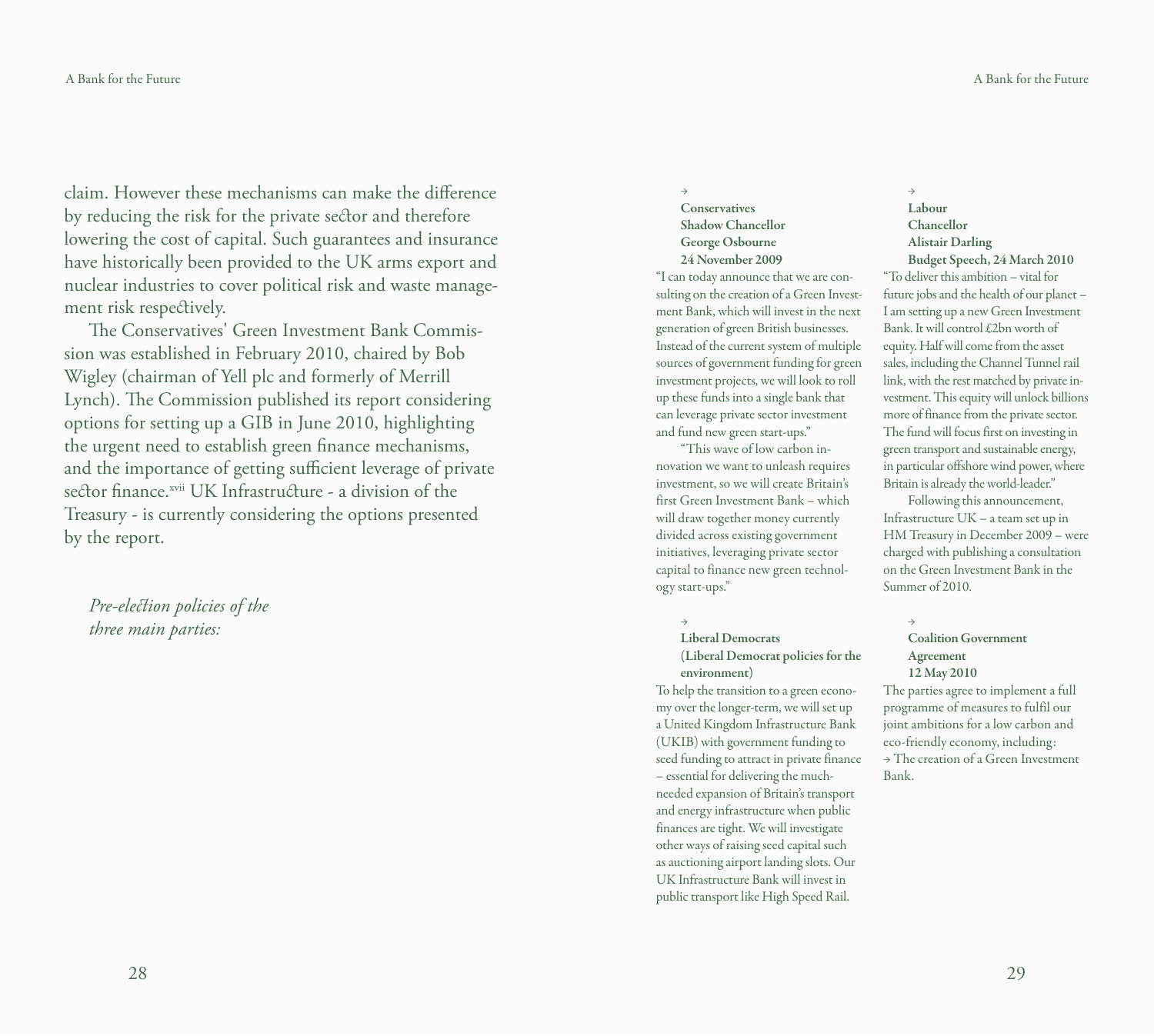claim. However these mechanisms can make the difference by reducing the risk for the private sector and therefore lowering the cost of capital. Such guarantees and insurance have historically been provided to the UK arms export and nuclear industries to cover political risk and waste management risk respectively.

The Conservatives' Green Investment Bank Commission was established in February 2010, chaired by Bob Wigley (chairman of Yell plc and formerly of Merrill Lynch). The Commission published its report considering options for setting up a GIB in June 2010, highlighting the urgent need to establish green finance mechanisms, and the importance of getting sufficient leverage of private sector finance.[xvii] UK Infrastructure - a division of the Treasury - is currently considering the options presented by the report.

*Pre-election policies of the three main parties:*

→
**Conservatives**
**Shadow Chancellor**
**George Osbourne**
**24 November 2009**

"I can today announce that we are consulting on the creation of a Green Investment Bank, which will invest in the next generation of green British businesses. Instead of the current system of multiple sources of government funding for green investment projects, we will look to roll up these funds into a single bank that can leverage private sector investment and fund new green start-ups."

"This wave of low carbon innovation we want to unleash requires investment, so we will create Britain's first Green Investment Bank – which will draw together money currently divided across existing government initiatives, leveraging private sector capital to finance new green technology start-ups."

→
**Liberal Democrats**
**(Liberal Democrat policies for the environment)**

To help the transition to a green economy over the longer-term, we will set up a United Kingdom Infrastructure Bank (UKIB) with government funding to seed funding to attract in private finance – essential for delivering the much-needed expansion of Britain's transport and energy infrastructure when public finances are tight. We will investigate other ways of raising seed capital such as auctioning airport landing slots. Our UK Infrastructure Bank will invest in public transport like High Speed Rail.

→
**Labour**
**Chancellor**
**Alistair Darling**
**Budget Speech, 24 March 2010**

"To deliver this ambition – vital for future jobs and the health of our planet – I am setting up a new Green Investment Bank. It will control £2bn worth of equity. Half will come from the asset sales, including the Channel Tunnel rail link, with the rest matched by private investment. This equity will unlock billions more of finance from the private sector. The fund will focus first on investing in green transport and sustainable energy, in particular offshore wind power, where Britain is already the world-leader."

Following this announcement, Infrastructure UK – a team set up in HM Treasury in December 2009 – were charged with publishing a consultation on the Green Investment Bank in the Summer of 2010.

→
**Coalition Government**
**Agreement**
**12 May 2010**

The parties agree to implement a full programme of measures to fulfil our joint ambitions for a low carbon and eco-friendly economy, including:
→ The creation of a Green Investment Bank.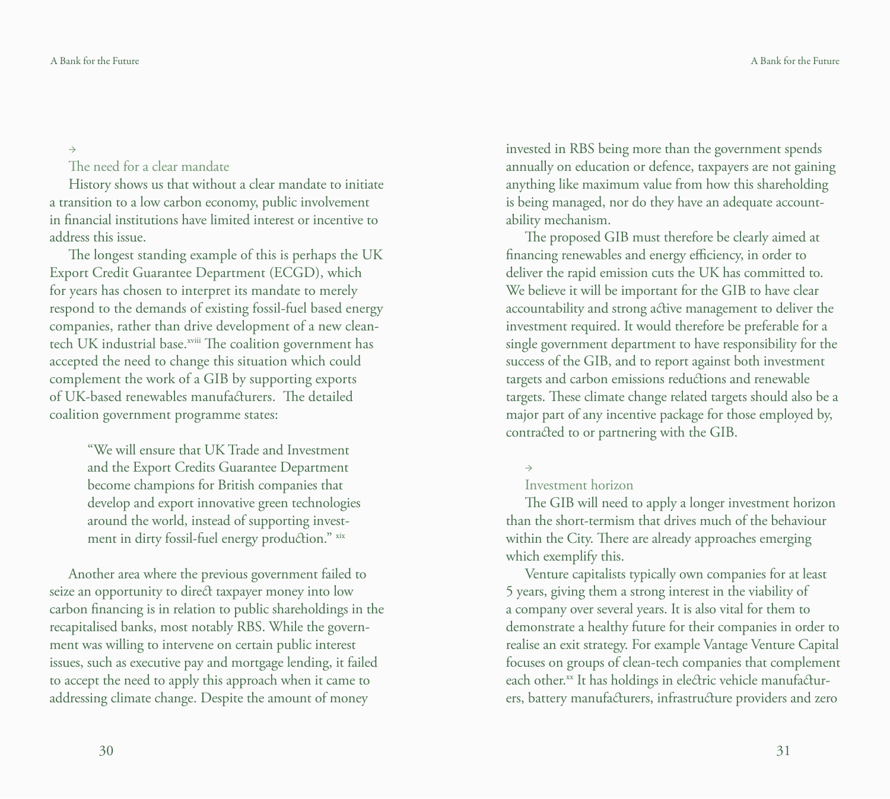## The need for a clear mandate

History shows us that without a clear mandate to initiate a transition to a low carbon economy, public involvement in financial institutions have limited interest or incentive to address this issue.

The longest standing example of this is perhaps the UK Export Credit Guarantee Department (ECGD), which for years has chosen to interpret its mandate to merely respond to the demands of existing fossil-fuel based energy companies, rather than drive development of a new clean-tech UK industrial base.[xviii] The coalition government has accepted the need to change this situation which could complement the work of a GIB by supporting exports of UK-based renewables manufacturers. The detailed coalition government programme states:

> "We will ensure that UK Trade and Investment and the Export Credits Guarantee Department become champions for British companies that develop and export innovative green technologies around the world, instead of supporting investment in dirty fossil-fuel energy production." [xix]

Another area where the previous government failed to seize an opportunity to direct taxpayer money into low carbon financing is in relation to public shareholdings in the recapitalised banks, most notably RBS. While the government was willing to intervene on certain public interest issues, such as executive pay and mortgage lending, it failed to accept the need to apply this approach when it came to addressing climate change. Despite the amount of money invested in RBS being more than the government spends annually on education or defence, taxpayers are not gaining anything like maximum value from how this shareholding is being managed, nor do they have an adequate accountability mechanism.

The proposed GIB must therefore be clearly aimed at financing renewables and energy efficiency, in order to deliver the rapid emission cuts the UK has committed to. We believe it will be important for the GIB to have clear accountability and strong active management to deliver the investment required. It would therefore be preferable for a single government department to have responsibility for the success of the GIB, and to report against both investment targets and carbon emissions reductions and renewable targets. These climate change related targets should also be a major part of any incentive package for those employed by, contracted to or partnering with the GIB.

## Investment horizon

The GIB will need to apply a longer investment horizon than the short-termism that drives much of the behaviour within the City. There are already approaches emerging which exemplify this.

Venture capitalists typically own companies for at least 5 years, giving them a strong interest in the viability of a company over several years. It is also vital for them to demonstrate a healthy future for their companies in order to realise an exit strategy. For example Vantage Venture Capital focuses on groups of clean-tech companies that complement each other.[xx] It has holdings in electric vehicle manufacturers, battery manufacturers, infrastructure providers and zero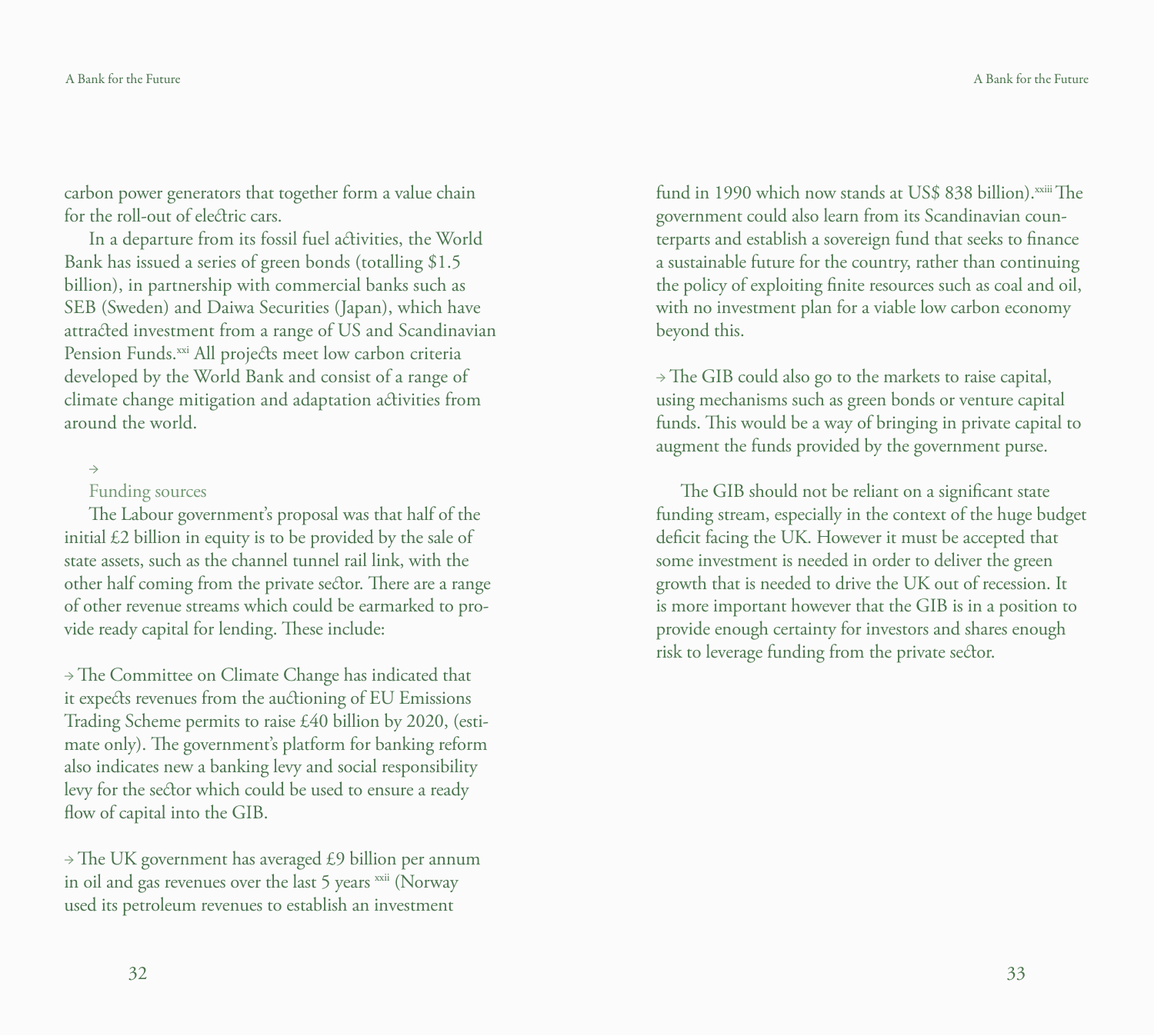carbon power generators that together form a value chain for the roll-out of electric cars.

In a departure from its fossil fuel activities, the World Bank has issued a series of green bonds (totalling $1.5 billion), in partnership with commercial banks such as SEB (Sweden) and Daiwa Securities (Japan), which have attracted investment from a range of US and Scandinavian Pension Funds.[xxi] All projects meet low carbon criteria developed by the World Bank and consist of a range of climate change mitigation and adaptation activities from around the world.

## → Funding sources

The Labour government's proposal was that half of the initial £2 billion in equity is to be provided by the sale of state assets, such as the channel tunnel rail link, with the other half coming from the private sector. There are a range of other revenue streams which could be earmarked to provide ready capital for lending. These include:

→ The Committee on Climate Change has indicated that it expects revenues from the auctioning of EU Emissions Trading Scheme permits to raise £40 billion by 2020, (estimate only). The government's platform for banking reform also indicates new a banking levy and social responsibility levy for the sector which could be used to ensure a ready flow of capital into the GIB.

→ The UK government has averaged £9 billion per annum in oil and gas revenues over the last 5 years [xxii] (Norway used its petroleum revenues to establish an investment fund in 1990 which now stands at US$ 838 billion).[xxiii] The government could also learn from its Scandinavian counterparts and establish a sovereign fund that seeks to finance a sustainable future for the country, rather than continuing the policy of exploiting finite resources such as coal and oil, with no investment plan for a viable low carbon economy beyond this.

→ The GIB could also go to the markets to raise capital, using mechanisms such as green bonds or venture capital funds. This would be a way of bringing in private capital to augment the funds provided by the government purse.

The GIB should not be reliant on a significant state funding stream, especially in the context of the huge budget deficit facing the UK. However it must be accepted that some investment is needed in order to deliver the green growth that is needed to drive the UK out of recession. It is more important however that the GIB is in a position to provide enough certainty for investors and shares enough risk to leverage funding from the private sector.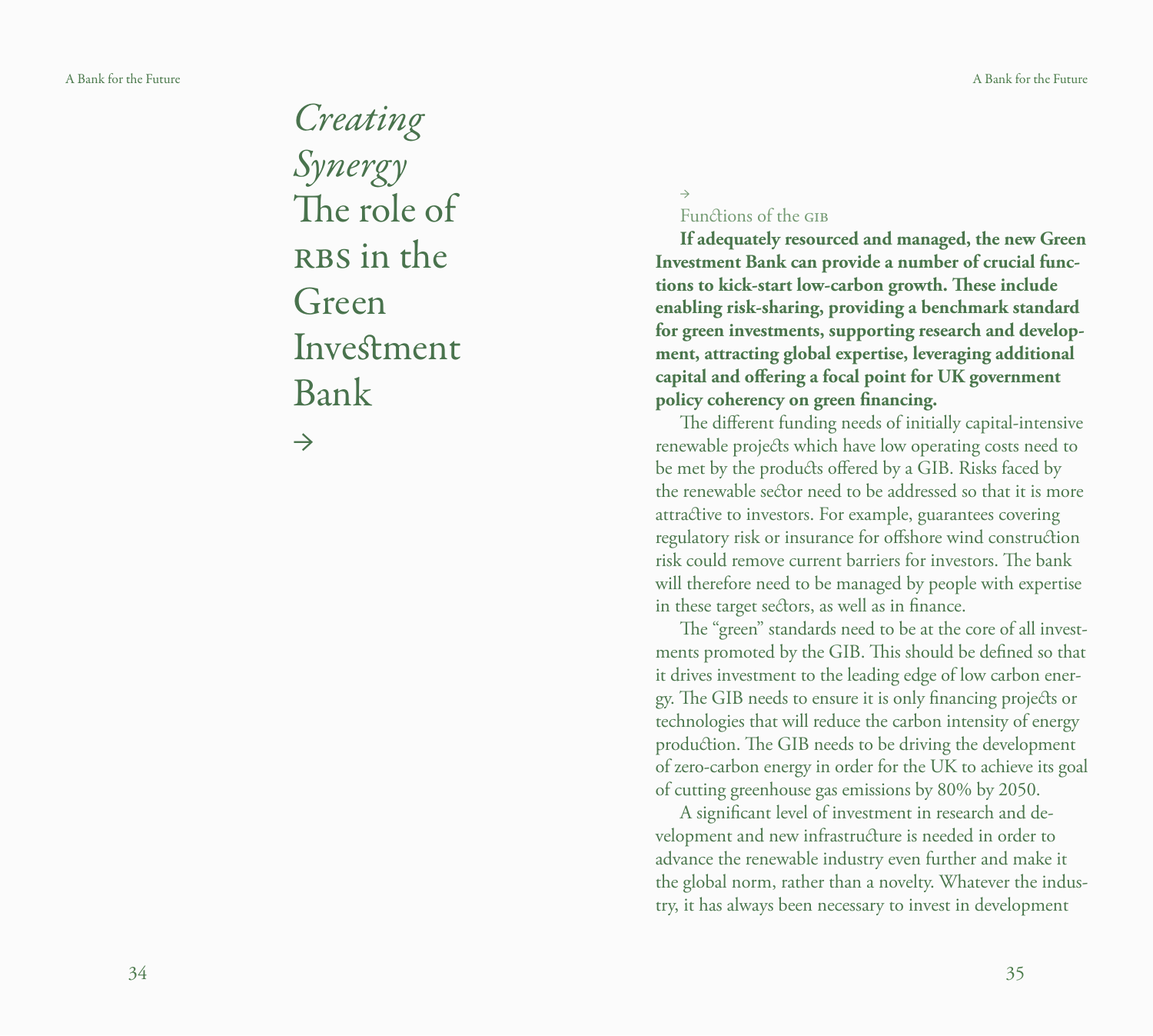# *Creating Synergy* The role of RBS in the Green Investment Bank

→

→

## Functions of the GIB

**If adequately resourced and managed, the new Green Investment Bank can provide a number of crucial functions to kick-start low-carbon growth. These include enabling risk-sharing, providing a benchmark standard for green investments, supporting research and development, attracting global expertise, leveraging additional capital and offering a focal point for UK government policy coherency on green financing.**

The different funding needs of initially capital-intensive renewable projects which have low operating costs need to be met by the products offered by a GIB. Risks faced by the renewable sector need to be addressed so that it is more attractive to investors. For example, guarantees covering regulatory risk or insurance for offshore wind construction risk could remove current barriers for investors. The bank will therefore need to be managed by people with expertise in these target sectors, as well as in finance.

The "green" standards need to be at the core of all investments promoted by the GIB. This should be defined so that it drives investment to the leading edge of low carbon energy. The GIB needs to ensure it is only financing projects or technologies that will reduce the carbon intensity of energy production. The GIB needs to be driving the development of zero-carbon energy in order for the UK to achieve its goal of cutting greenhouse gas emissions by 80% by 2050.

A significant level of investment in research and development and new infrastructure is needed in order to advance the renewable industry even further and make it the global norm, rather than a novelty. Whatever the industry, it has always been necessary to invest in development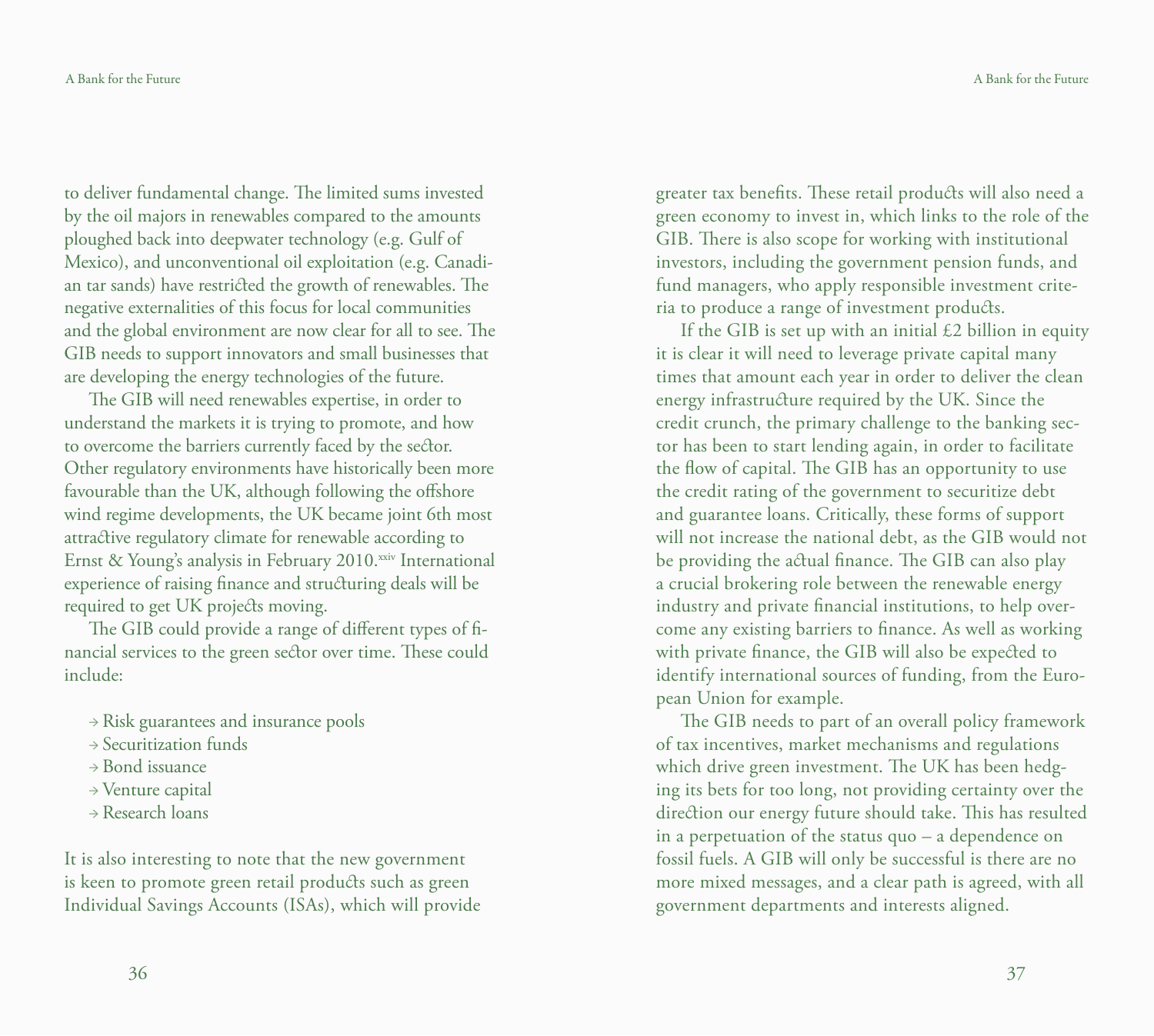to deliver fundamental change. The limited sums invested by the oil majors in renewables compared to the amounts ploughed back into deepwater technology (e.g. Gulf of Mexico), and unconventional oil exploitation (e.g. Canadian tar sands) have restricted the growth of renewables. The negative externalities of this focus for local communities and the global environment are now clear for all to see. The GIB needs to support innovators and small businesses that are developing the energy technologies of the future.

The GIB will need renewables expertise, in order to understand the markets it is trying to promote, and how to overcome the barriers currently faced by the sector. Other regulatory environments have historically been more favourable than the UK, although following the offshore wind regime developments, the UK became joint 6th most attractive regulatory climate for renewable according to Ernst & Young's analysis in February 2010.[xxiv] International experience of raising finance and structuring deals will be required to get UK projects moving.

The GIB could provide a range of different types of financial services to the green sector over time. These could include:

- Risk guarantees and insurance pools
- Securitization funds
- Bond issuance
- Venture capital
- Research loans

It is also interesting to note that the new government is keen to promote green retail products such as green Individual Savings Accounts (ISAs), which will provide greater tax benefits. These retail products will also need a green economy to invest in, which links to the role of the GIB. There is also scope for working with institutional investors, including the government pension funds, and fund managers, who apply responsible investment criteria to produce a range of investment products.

If the GIB is set up with an initial £2 billion in equity it is clear it will need to leverage private capital many times that amount each year in order to deliver the clean energy infrastructure required by the UK. Since the credit crunch, the primary challenge to the banking sector has been to start lending again, in order to facilitate the flow of capital. The GIB has an opportunity to use the credit rating of the government to securitize debt and guarantee loans. Critically, these forms of support will not increase the national debt, as the GIB would not be providing the actual finance. The GIB can also play a crucial brokering role between the renewable energy industry and private financial institutions, to help overcome any existing barriers to finance. As well as working with private finance, the GIB will also be expected to identify international sources of funding, from the European Union for example.

The GIB needs to part of an overall policy framework of tax incentives, market mechanisms and regulations which drive green investment. The UK has been hedging its bets for too long, not providing certainty over the direction our energy future should take. This has resulted in a perpetuation of the status quo – a dependence on fossil fuels. A GIB will only be successful is there are no more mixed messages, and a clear path is agreed, with all government departments and interests aligned.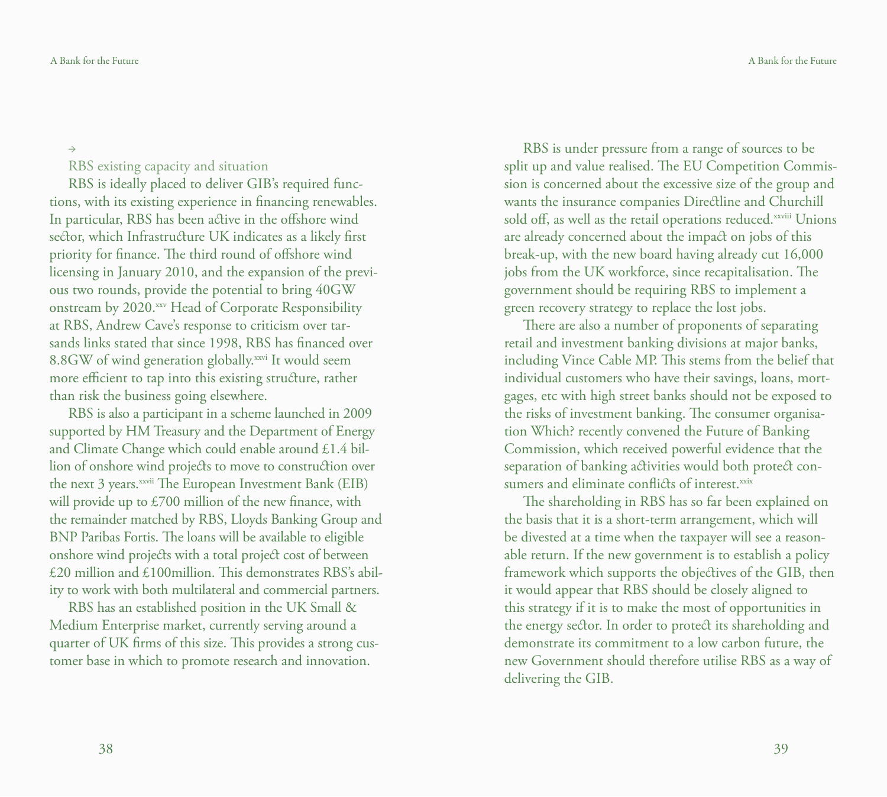→

### RBS existing capacity and situation

RBS is ideally placed to deliver GIB's required functions, with its existing experience in financing renewables. In particular, RBS has been active in the offshore wind sector, which Infrastructure UK indicates as a likely first priority for finance. The third round of offshore wind licensing in January 2010, and the expansion of the previous two rounds, provide the potential to bring 40GW onstream by 2020.[xxv] Head of Corporate Responsibility at RBS, Andrew Cave's response to criticism over tar-sands links stated that since 1998, RBS has financed over 8.8GW of wind generation globally.[xxvi] It would seem more efficient to tap into this existing structure, rather than risk the business going elsewhere.

RBS is also a participant in a scheme launched in 2009 supported by HM Treasury and the Department of Energy and Climate Change which could enable around £1.4 billion of onshore wind projects to move to construction over the next 3 years.[xxvii] The European Investment Bank (EIB) will provide up to £700 million of the new finance, with the remainder matched by RBS, Lloyds Banking Group and BNP Paribas Fortis. The loans will be available to eligible onshore wind projects with a total project cost of between £20 million and £100million. This demonstrates RBS's ability to work with both multilateral and commercial partners.

RBS has an established position in the UK Small & Medium Enterprise market, currently serving around a quarter of UK firms of this size. This provides a strong customer base in which to promote research and innovation.

RBS is under pressure from a range of sources to be split up and value realised. The EU Competition Commission is concerned about the excessive size of the group and wants the insurance companies Directline and Churchill sold off, as well as the retail operations reduced.[xxviii] Unions are already concerned about the impact on jobs of this break-up, with the new board having already cut 16,000 jobs from the UK workforce, since recapitalisation. The government should be requiring RBS to implement a green recovery strategy to replace the lost jobs.

There are also a number of proponents of separating retail and investment banking divisions at major banks, including Vince Cable MP. This stems from the belief that individual customers who have their savings, loans, mortgages, etc with high street banks should not be exposed to the risks of investment banking. The consumer organisation Which? recently convened the Future of Banking Commission, which received powerful evidence that the separation of banking activities would both protect consumers and eliminate conflicts of interest.[xxix]

The shareholding in RBS has so far been explained on the basis that it is a short-term arrangement, which will be divested at a time when the taxpayer will see a reasonable return. If the new government is to establish a policy framework which supports the objectives of the GIB, then it would appear that RBS should be closely aligned to this strategy if it is to make the most of opportunities in the energy sector. In order to protect its shareholding and demonstrate its commitment to a low carbon future, the new Government should therefore utilise RBS as a way of delivering the GIB.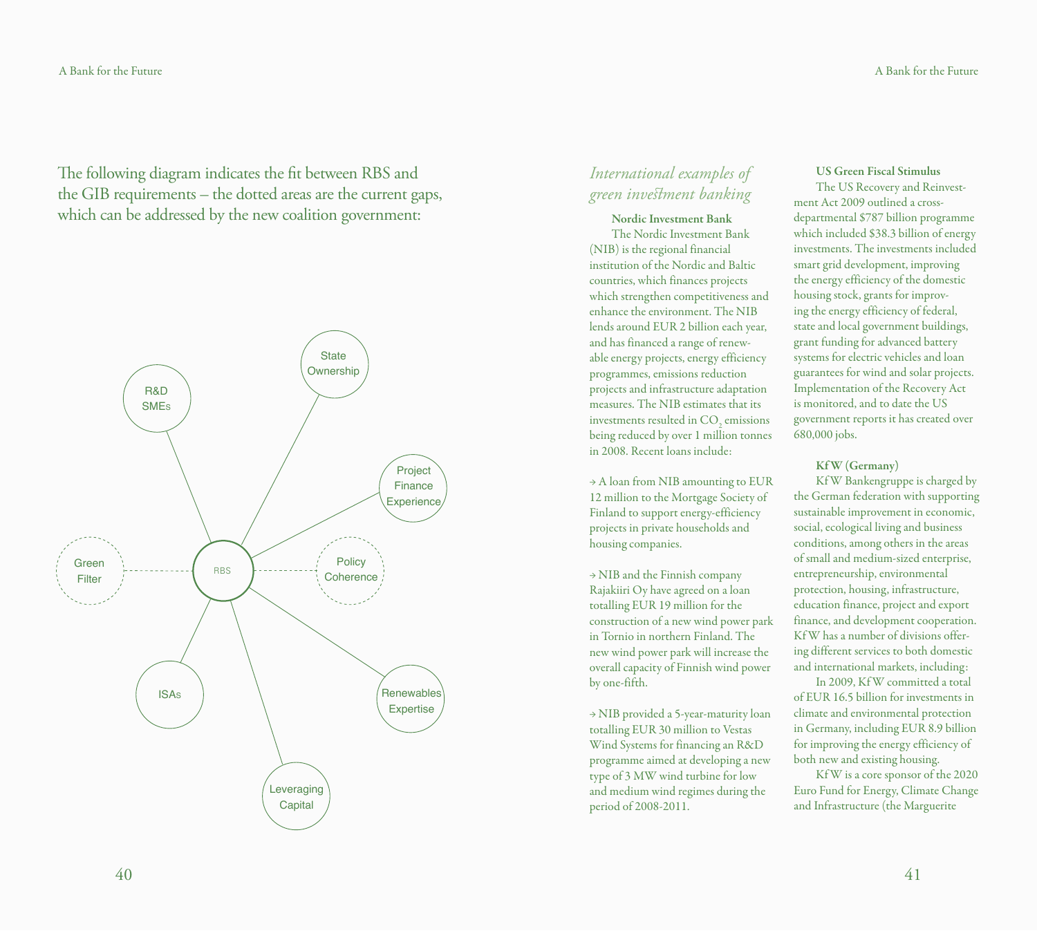The following diagram indicates the fit between RBS and the GIB requirements – the dotted areas are the current gaps, which can be addressed by the new coalition government:

RBS

R&D SMEs

State Ownership

Project Finance Experience

Policy Coherence

Renewables Expertise

Leveraging Capital

ISAs

Green Filter

## *International examples of green investment banking*

### Nordic Investment Bank

The Nordic Investment Bank (NIB) is the regional financial institution of the Nordic and Baltic countries, which finances projects which strengthen competitiveness and enhance the environment. The NIB lends around EUR 2 billion each year, and has financed a range of renewable energy projects, energy efficiency programmes, emissions reduction projects and infrastructure adaptation measures. The NIB estimates that its investments resulted in $CO_2$ emissions being reduced by over 1 million tonnes in 2008. Recent loans include:

→ A loan from NIB amounting to EUR 12 million to the Mortgage Society of Finland to support energy-efficiency projects in private households and housing companies.

→ NIB and the Finnish company Rajakiiri Oy have agreed on a loan totalling EUR 19 million for the construction of a new wind power park in Tornio in northern Finland. The new wind power park will increase the overall capacity of Finnish wind power by one-fifth.

→ NIB provided a 5-year-maturity loan totalling EUR 30 million to Vestas Wind Systems for financing an R&D programme aimed at developing a new type of 3 MW wind turbine for low and medium wind regimes during the period of 2008-2011.

### US Green Fiscal Stimulus

The US Recovery and Reinvestment Act 2009 outlined a cross-departmental $787 billion programme which included $38.3 billion of energy investments. The investments included smart grid development, improving the energy efficiency of the domestic housing stock, grants for improving the energy efficiency of federal, state and local government buildings, grant funding for advanced battery systems for electric vehicles and loan guarantees for wind and solar projects. Implementation of the Recovery Act is monitored, and to date the US government reports it has created over 680,000 jobs.

### KfW (Germany)

KfW Bankengruppe is charged by the German federation with supporting sustainable improvement in economic, social, ecological living and business conditions, among others in the areas of small and medium-sized enterprise, entrepreneurship, environmental protection, housing, infrastructure, education finance, project and export finance, and development cooperation. KfW has a number of divisions offering different services to both domestic and international markets, including:

In 2009, KfW committed a total of EUR 16.5 billion for investments in climate and environmental protection in Germany, including EUR 8.9 billion for improving the energy efficiency of both new and existing housing.

KfW is a core sponsor of the 2020 Euro Fund for Energy, Climate Change and Infrastructure (the Marguerite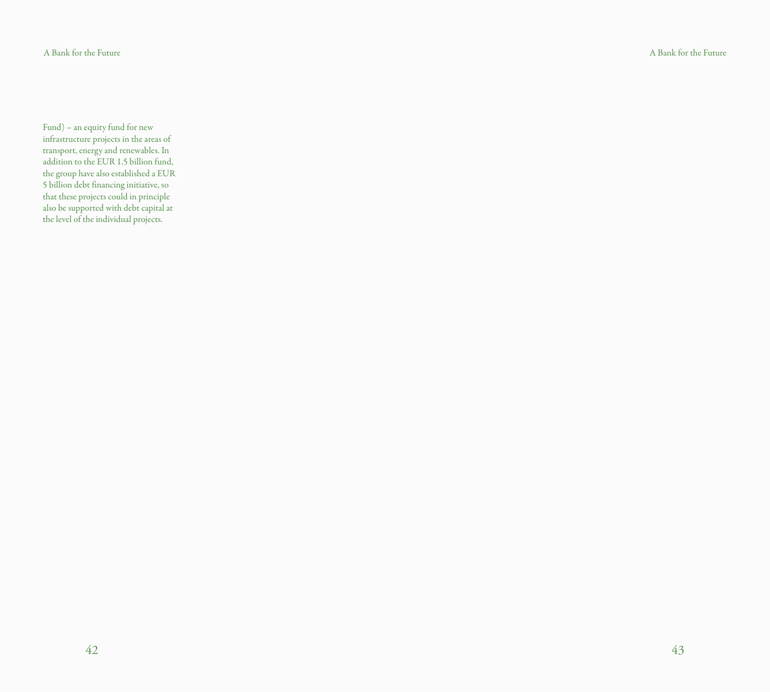Fund) – an equity fund for new infrastructure projects in the areas of transport, energy and renewables. In addition to the EUR 1.5 billion fund, the group have also established a EUR 5 billion debt financing initiative, so that these projects could in principle also be supported with debt capital at the level of the individual projects.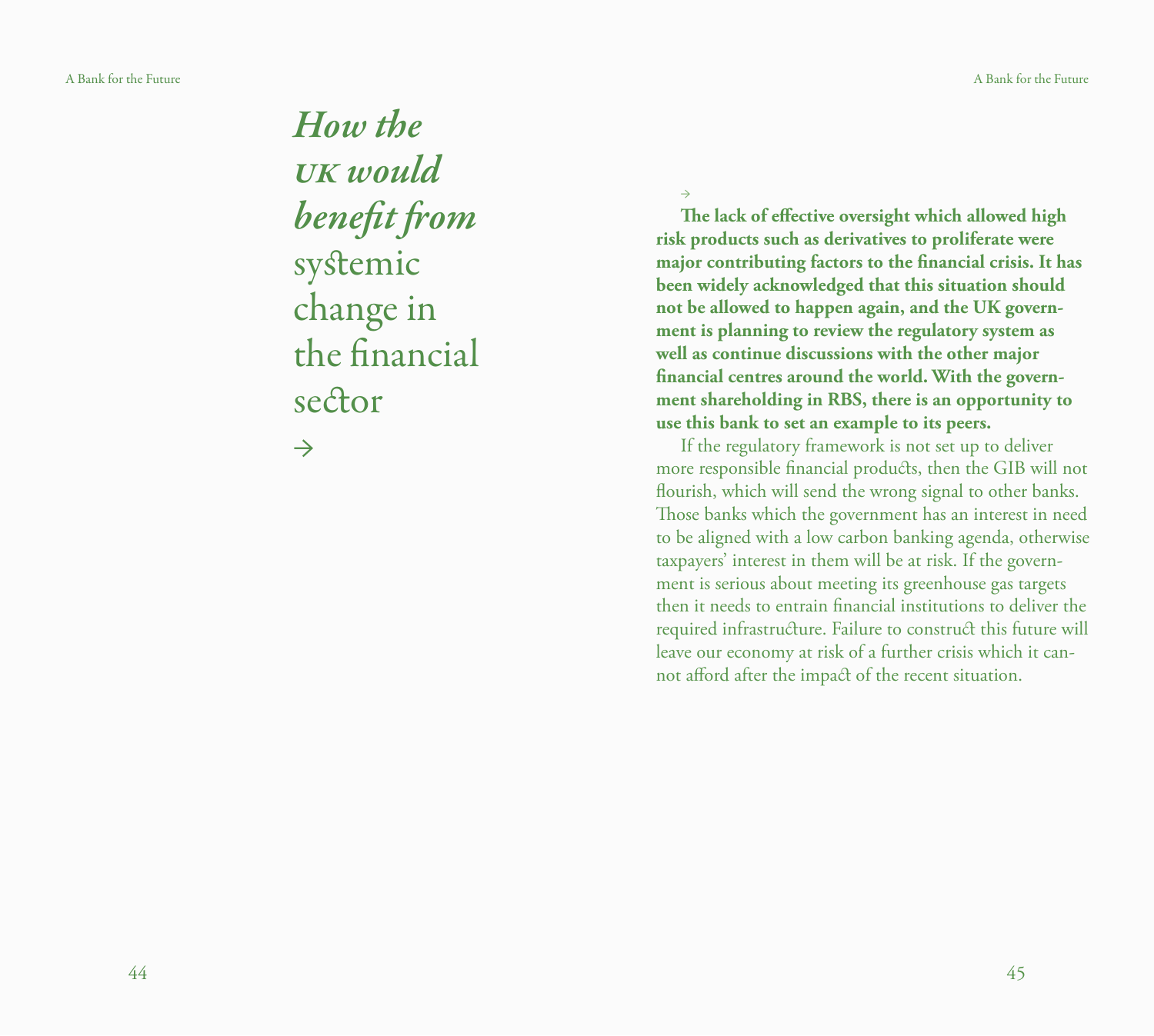# *How the UK would benefit from* systemic change in the financial sector

→

→

**The lack of effective oversight which allowed high risk products such as derivatives to proliferate were major contributing factors to the financial crisis. It has been widely acknowledged that this situation should not be allowed to happen again, and the UK government is planning to review the regulatory system as well as continue discussions with the other major financial centres around the world. With the government shareholding in RBS, there is an opportunity to use this bank to set an example to its peers.**

If the regulatory framework is not set up to deliver more responsible financial products, then the GIB will not flourish, which will send the wrong signal to other banks. Those banks which the government has an interest in need to be aligned with a low carbon banking agenda, otherwise taxpayers' interest in them will be at risk. If the government is serious about meeting its greenhouse gas targets then it needs to entrain financial institutions to deliver the required infrastructure. Failure to construct this future will leave our economy at risk of a further crisis which it cannot afford after the impact of the recent situation.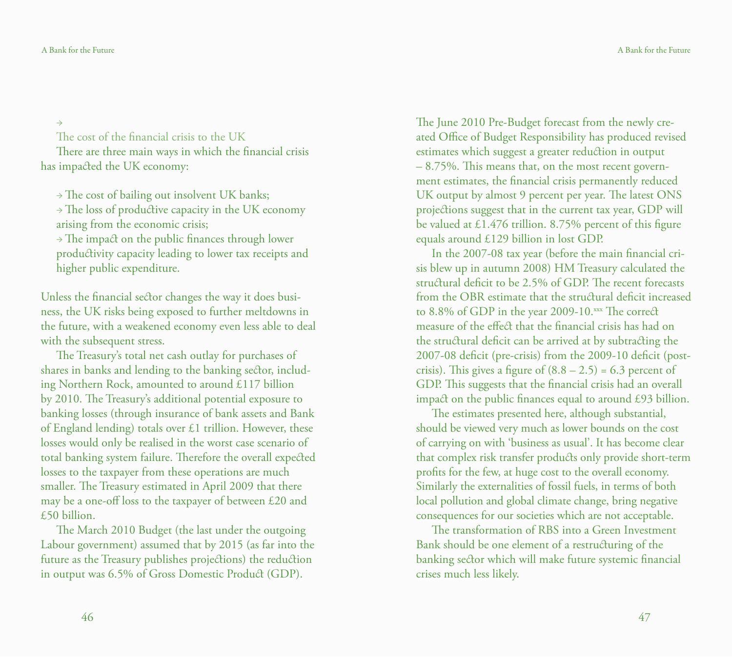→

## The cost of the financial crisis to the UK

There are three main ways in which the financial crisis has impacted the UK economy:

- → The cost of bailing out insolvent UK banks;
- → The loss of productive capacity in the UK economy arising from the economic crisis;
- → The impact on the public finances through lower productivity capacity leading to lower tax receipts and higher public expenditure.

Unless the financial sector changes the way it does business, the UK risks being exposed to further meltdowns in the future, with a weakened economy even less able to deal with the subsequent stress.

The Treasury's total net cash outlay for purchases of shares in banks and lending to the banking sector, including Northern Rock, amounted to around £117 billion by 2010. The Treasury's additional potential exposure to banking losses (through insurance of bank assets and Bank of England lending) totals over £1 trillion. However, these losses would only be realised in the worst case scenario of total banking system failure. Therefore the overall expected losses to the taxpayer from these operations are much smaller. The Treasury estimated in April 2009 that there may be a one-off loss to the taxpayer of between £20 and £50 billion.

The March 2010 Budget (the last under the outgoing Labour government) assumed that by 2015 (as far into the future as the Treasury publishes projections) the reduction in output was 6.5% of Gross Domestic Product (GDP). The June 2010 Pre-Budget forecast from the newly created Office of Budget Responsibility has produced revised estimates which suggest a greater reduction in output – 8.75%. This means that, on the most recent government estimates, the financial crisis permanently reduced UK output by almost 9 percent per year. The latest ONS projections suggest that in the current tax year, GDP will be valued at £1.476 trillion. 8.75% percent of this figure equals around £129 billion in lost GDP.

In the 2007-08 tax year (before the main financial crisis blew up in autumn 2008) HM Treasury calculated the structural deficit to be 2.5% of GDP. The recent forecasts from the OBR estimate that the structural deficit increased to 8.8% of GDP in the year 2009-10.[xxx] The correct measure of the effect that the financial crisis has had on the structural deficit can be arrived at by subtracting the 2007-08 deficit (pre-crisis) from the 2009-10 deficit (post-crisis). This gives a figure of (8.8 – 2.5) = 6.3 percent of GDP. This suggests that the financial crisis had an overall impact on the public finances equal to around £93 billion.

The estimates presented here, although substantial, should be viewed very much as lower bounds on the cost of carrying on with 'business as usual'. It has become clear that complex risk transfer products only provide short-term profits for the few, at huge cost to the overall economy. Similarly the externalities of fossil fuels, in terms of both local pollution and global climate change, bring negative consequences for our societies which are not acceptable.

The transformation of RBS into a Green Investment Bank should be one element of a restructuring of the banking sector which will make future systemic financial crises much less likely.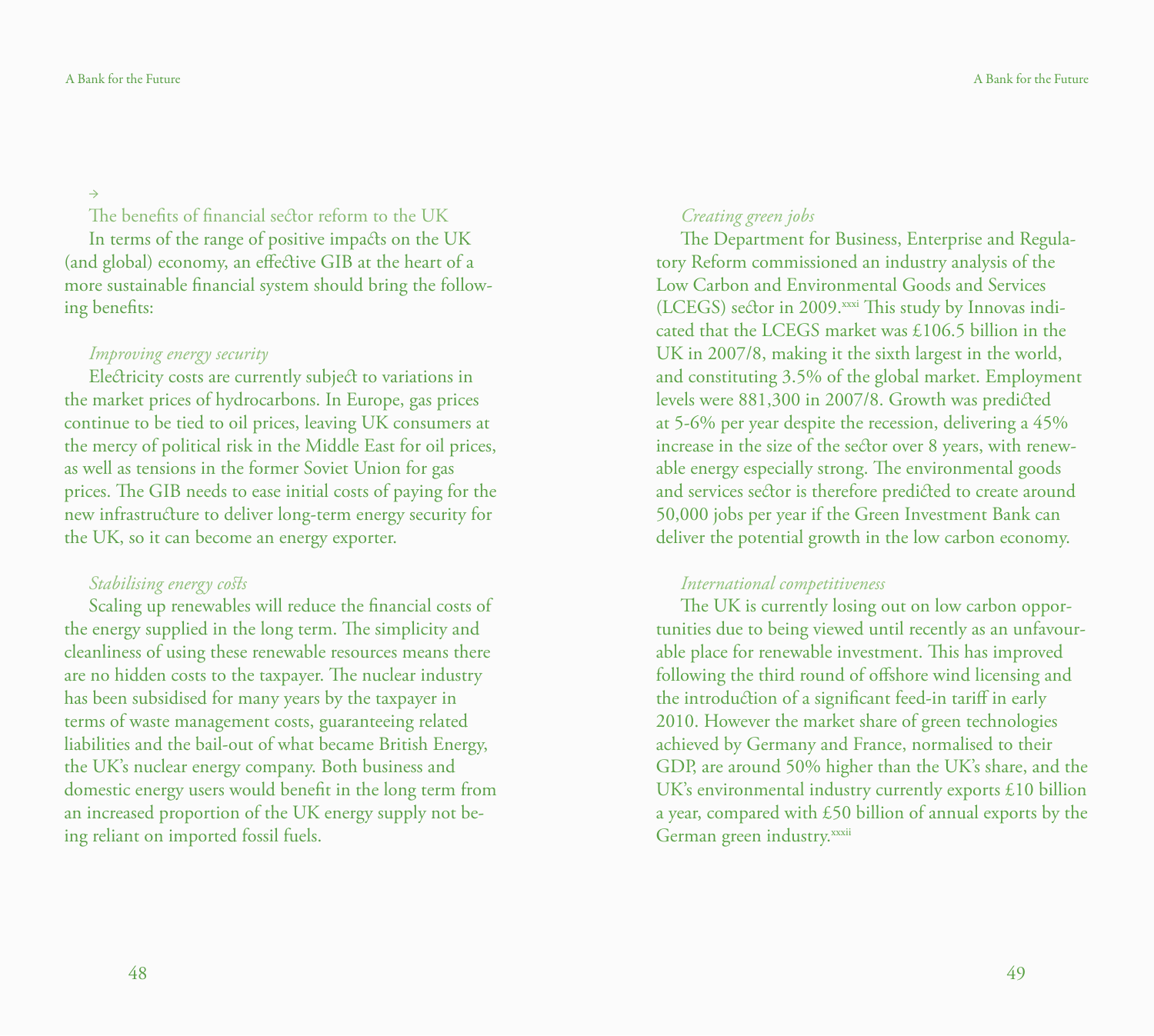→

## The benefits of financial sector reform to the UK

In terms of the range of positive impacts on the UK (and global) economy, an effective GIB at the heart of a more sustainable financial system should bring the following benefits:

### *Improving energy security*

Electricity costs are currently subject to variations in the market prices of hydrocarbons. In Europe, gas prices continue to be tied to oil prices, leaving UK consumers at the mercy of political risk in the Middle East for oil prices, as well as tensions in the former Soviet Union for gas prices. The GIB needs to ease initial costs of paying for the new infrastructure to deliver long-term energy security for the UK, so it can become an energy exporter.

### *Stabilising energy costs*

Scaling up renewables will reduce the financial costs of the energy supplied in the long term. The simplicity and cleanliness of using these renewable resources means there are no hidden costs to the taxpayer. The nuclear industry has been subsidised for many years by the taxpayer in terms of waste management costs, guaranteeing related liabilities and the bail-out of what became British Energy, the UK's nuclear energy company. Both business and domestic energy users would benefit in the long term from an increased proportion of the UK energy supply not being reliant on imported fossil fuels.

### *Creating green jobs*

The Department for Business, Enterprise and Regulatory Reform commissioned an industry analysis of the Low Carbon and Environmental Goods and Services (LCEGS) sector in 2009.[xxxi] This study by Innovas indicated that the LCEGS market was £106.5 billion in the UK in 2007/8, making it the sixth largest in the world, and constituting 3.5% of the global market. Employment levels were 881,300 in 2007/8. Growth was predicted at 5-6% per year despite the recession, delivering a 45% increase in the size of the sector over 8 years, with renewable energy especially strong. The environmental goods and services sector is therefore predicted to create around 50,000 jobs per year if the Green Investment Bank can deliver the potential growth in the low carbon economy.

### *International competitiveness*

The UK is currently losing out on low carbon opportunities due to being viewed until recently as an unfavourable place for renewable investment. This has improved following the third round of offshore wind licensing and the introduction of a significant feed-in tariff in early 2010. However the market share of green technologies achieved by Germany and France, normalised to their GDP, are around 50% higher than the UK's share, and the UK's environmental industry currently exports £10 billion a year, compared with £50 billion of annual exports by the German green industry.[xxxii]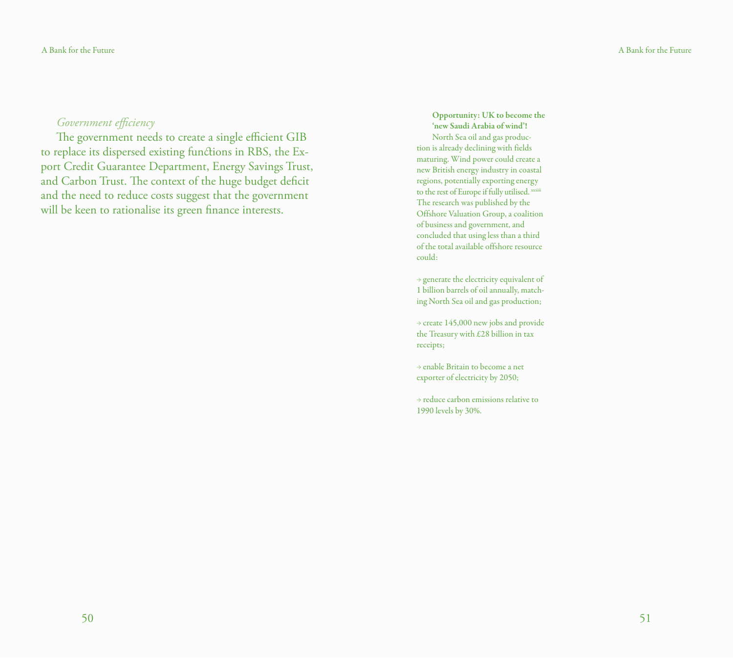*Government efficiency*

The government needs to create a single efficient GIB to replace its dispersed existing functions in RBS, the Export Credit Guarantee Department, Energy Savings Trust, and Carbon Trust. The context of the huge budget deficit and the need to reduce costs suggest that the government will be keen to rationalise its green finance interests.

**Opportunity: UK to become the 'new Saudi Arabia of wind'!**

North Sea oil and gas production is already declining with fields maturing. Wind power could create a new British energy industry in coastal regions, potentially exporting energy to the rest of Europe if fully utilised. [xxxiii] The research was published by the Offshore Valuation Group, a coalition of business and government, and concluded that using less than a third of the total available offshore resource could:

→ generate the electricity equivalent of 1 billion barrels of oil annually, matching North Sea oil and gas production;

→ create 145,000 new jobs and provide the Treasury with £28 billion in tax receipts;

→ enable Britain to become a net exporter of electricity by 2050;

→ reduce carbon emissions relative to 1990 levels by 30%.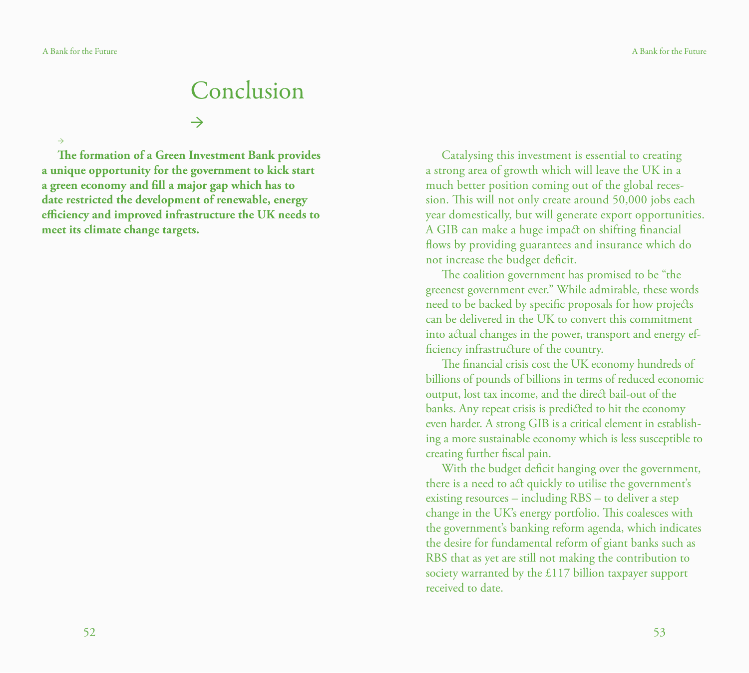# Conclusion

**The formation of a Green Investment Bank provides a unique opportunity for the government to kick start a green economy and fill a major gap which has to date restricted the development of renewable, energy efficiency and improved infrastructure the UK needs to meet its climate change targets.**

Catalysing this investment is essential to creating a strong area of growth which will leave the UK in a much better position coming out of the global recession. This will not only create around 50,000 jobs each year domestically, but will generate export opportunities. A GIB can make a huge impact on shifting financial flows by providing guarantees and insurance which do not increase the budget deficit.

The coalition government has promised to be "the greenest government ever." While admirable, these words need to be backed by specific proposals for how projects can be delivered in the UK to convert this commitment into actual changes in the power, transport and energy efficiency infrastructure of the country.

The financial crisis cost the UK economy hundreds of billions of pounds of billions in terms of reduced economic output, lost tax income, and the direct bail-out of the banks. Any repeat crisis is predicted to hit the economy even harder. A strong GIB is a critical element in establishing a more sustainable economy which is less susceptible to creating further fiscal pain.

With the budget deficit hanging over the government, there is a need to act quickly to utilise the government's existing resources – including RBS – to deliver a step change in the UK's energy portfolio. This coalesces with the government's banking reform agenda, which indicates the desire for fundamental reform of giant banks such as RBS that as yet are still not making the contribution to society warranted by the £117 billion taxpayer support received to date.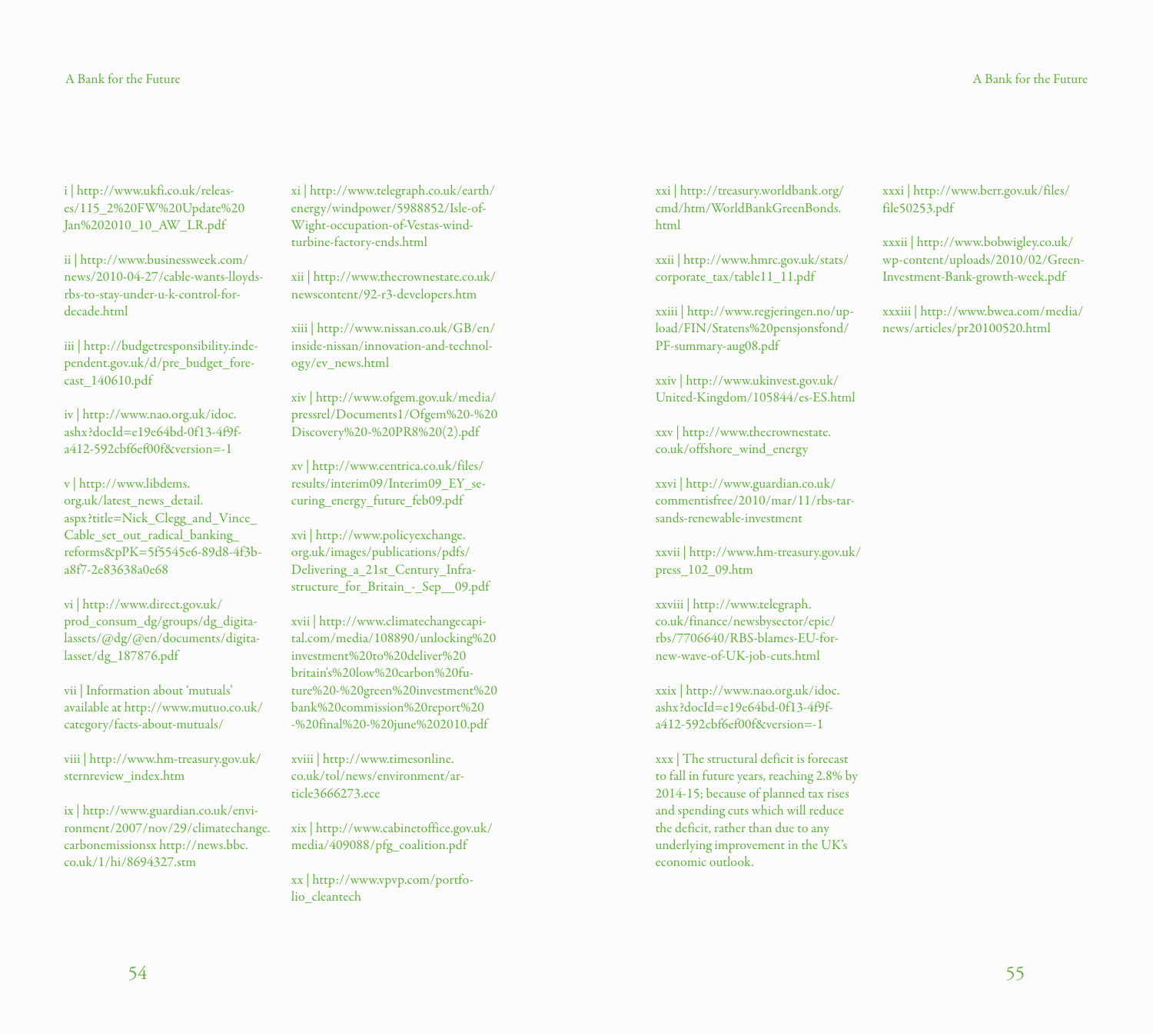i | http://www.ukfi.co.uk/releases/115_2%20FW%20Update%20Jan%202010_10_AW_LR.pdf

ii | http://www.businessweek.com/news/2010-04-27/cable-wants-lloyds-rbs-to-stay-under-u-k-control-for-decade.html

iii | http://budgetresponsibility.independent.gov.uk/d/pre_budget_forecast_140610.pdf

iv | http://www.nao.org.uk/idoc.ashx?docId=e19e64bd-0f13-4f9f-a412-592cbf6ef00f&version=-1

v | http://www.libdems.org.uk/latest_news_detail.aspx?title=Nick_Clegg_and_Vince_Cable_set_out_radical_banking_reforms&pPK=5f5545e6-89d8-4f3b-a8f7-2e83638a0e68

vi | http://www.direct.gov.uk/prod_consum_dg/groups/dg_digitalassets/@dg/@en/documents/digitalasset/dg_187876.pdf

vii | Information about 'mutuals' available at http://www.mutuo.co.uk/category/facts-about-mutuals/

viii | http://www.hm-treasury.gov.uk/sternreview_index.htm

ix | http://www.guardian.co.uk/environment/2007/nov/29/climatechange.carbonemissionsx http://news.bbc.co.uk/1/hi/8694327.stm

xi | http://www.telegraph.co.uk/earth/energy/windpower/5988852/Isle-of-Wight-occupation-of-Vestas-wind-turbine-factory-ends.html

xii | http://www.thecrownestate.co.uk/newscontent/92-r3-developers.htm

xiii | http://www.nissan.co.uk/GB/en/inside-nissan/innovation-and-technology/ev_news.html

xiv | http://www.ofgem.gov.uk/media/pressrel/Documents1/Ofgem%20-%20Discovery%20-%20PR8%20(2).pdf

xv | http://www.centrica.co.uk/files/results/interim09/Interim09_EY_securing_energy_future_feb09.pdf

xvi | http://www.policyexchange.org.uk/images/publications/pdfs/Delivering_a_21st_Century_Infrastructure_for_Britain_-_Sep__09.pdf

xvii | http://www.climatechangecapital.com/media/108890/unlocking%20investment%20to%20deliver%20britain's%20low%20carbon%20future%20-%20green%20investment%20bank%20commission%20report%20-%20final%20-%20june%202010.pdf

xviii | http://www.timesonline.co.uk/tol/news/environment/article3666273.ece

xix | http://www.cabinetoffice.gov.uk/media/409088/pfg_coalition.pdf

xx | http://www.vpvp.com/portfolio_cleantech

xxi | http://treasury.worldbank.org/cmd/htm/WorldBankGreenBonds.html

xxii | http://www.hmrc.gov.uk/stats/corporate_tax/table11_11.pdf

xxiii | http://www.regjeringen.no/upload/FIN/Statens%20pensjonsfond/PF-summary-aug08.pdf

xxiv | http://www.ukinvest.gov.uk/United-Kingdom/105844/es-ES.html

xxv | http://www.thecrownestate.co.uk/offshore_wind_energy

xxvi | http://www.guardian.co.uk/commentisfree/2010/mar/11/rbs-tar-sands-renewable-investment

xxvii | http://www.hm-treasury.gov.uk/press_102_09.htm

xxviii | http://www.telegraph.co.uk/finance/newsbysector/epic/rbs/7706640/RBS-blames-EU-for-new-wave-of-UK-job-cuts.html

xxix | http://www.nao.org.uk/idoc.ashx?docId=e19e64bd-0f13-4f9f-a412-592cbf6ef00f&version=-1

xxx | The structural deficit is forecast to fall in future years, reaching 2.8% by 2014-15; because of planned tax rises and spending cuts which will reduce the deficit, rather than due to any underlying improvement in the UK's economic outlook.

xxxi | http://www.berr.gov.uk/files/file50253.pdf

xxxii | http://www.bobwigley.co.uk/wp-content/uploads/2010/02/Green-Investment-Bank-growth-week.pdf

xxxiii | http://www.bwea.com/media/news/articles/pr20100520.html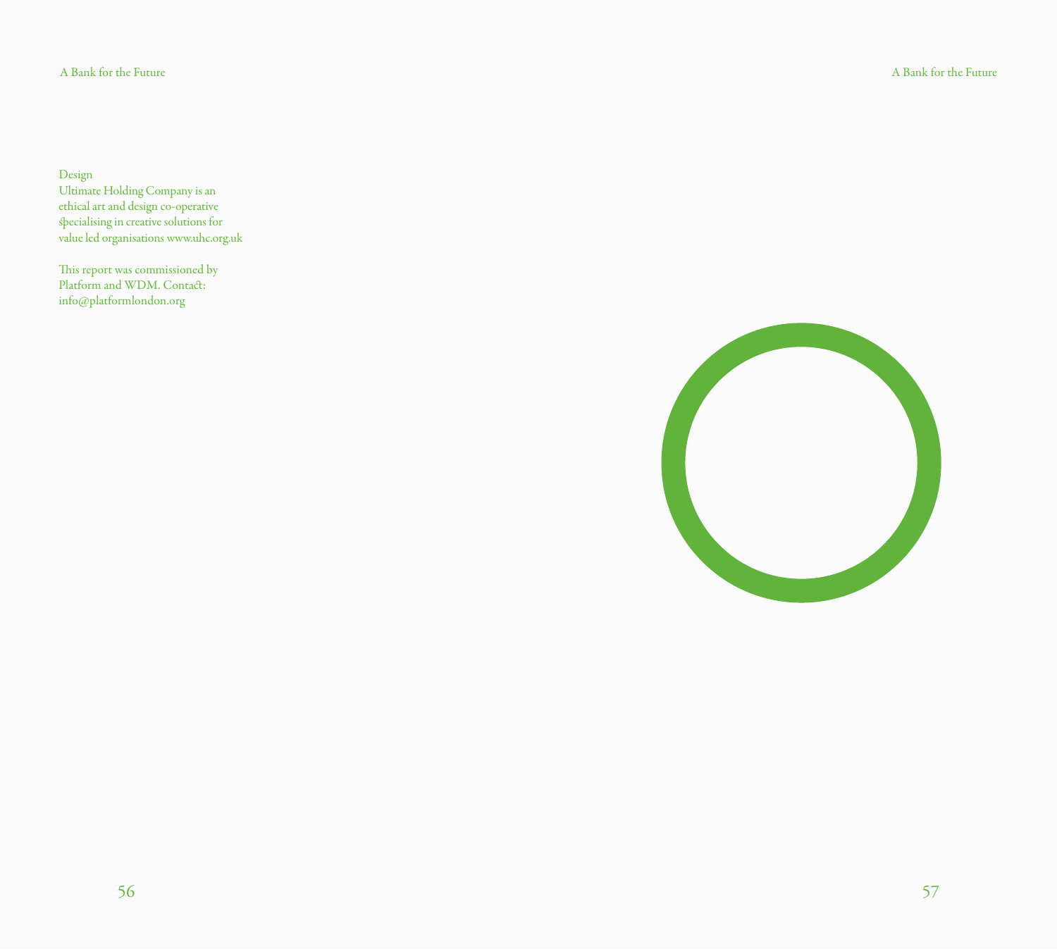Design
Ultimate Holding Company is an ethical art and design co-operative specialising in creative solutions for value led organisations www.uhc.org.uk

This report was commissioned by Platform and WDM. Contact: info@platformlondon.org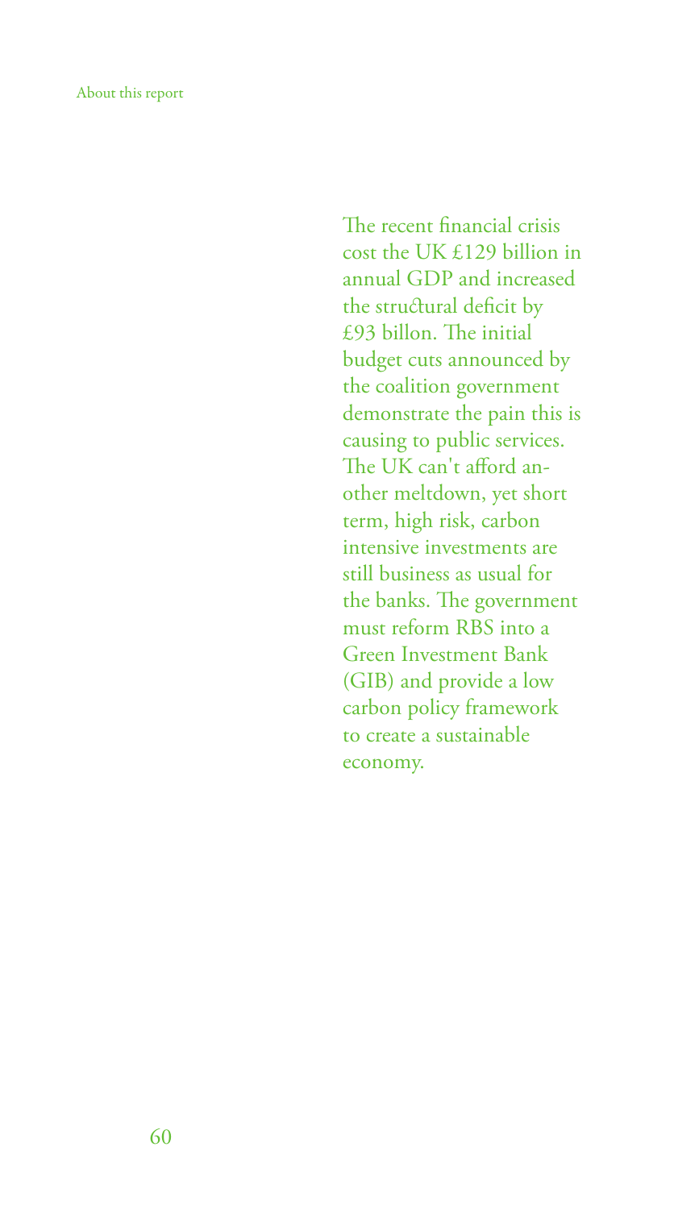The recent financial crisis cost the UK £129 billion in annual GDP and increased the structural deficit by £93 billon. The initial budget cuts announced by the coalition government demonstrate the pain this is causing to public services. The UK can't afford another meltdown, yet short term, high risk, carbon intensive investments are still business as usual for the banks. The government must reform RBS into a Green Investment Bank (GIB) and provide a low carbon policy framework to create a sustainable economy.